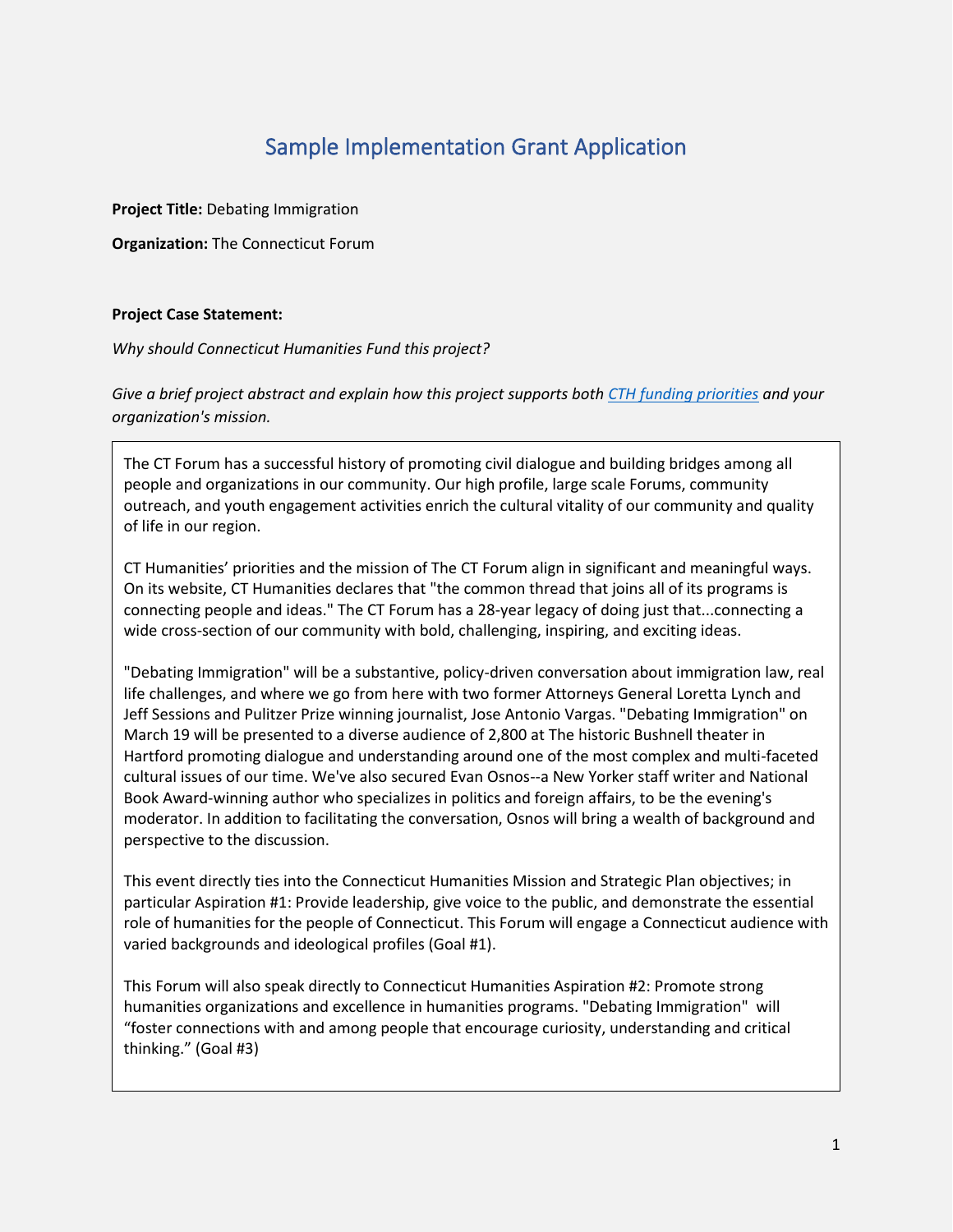# Sample Implementation Grant Application

**Project Title:** Debating Immigration

**Organization:** The Connecticut Forum

**Project Case Statement:**

*Why should Connecticut Humanities Fund this project?*

*Give a brief project abstract and explain how this project supports both [CTH funding priorities] and your organization's mission.*

The CT Forum has a successful history of promoting civil dialogue and building bridges among all people and organizations in our community. Our high profile, large scale Forums, community outreach, and youth engagement activities enrich the cultural vitality of our community and quality of life in our region.

CT Humanities' priorities and the mission of The CT Forum align in significant and meaningful ways. On its website, CT Humanities declares that "the common thread that joins all of its programs is connecting people and ideas." The CT Forum has a 28-year legacy of doing just that...connecting a wide cross-section of our community with bold, challenging, inspiring, and exciting ideas.

"Debating Immigration" will be a substantive, policy-driven conversation about immigration law, real life challenges, and where we go from here with two former Attorneys General Loretta Lynch and Jeff Sessions and Pulitzer Prize winning journalist, Jose Antonio Vargas. "Debating Immigration" on March 19 will be presented to a diverse audience of 2,800 at The historic Bushnell theater in Hartford promoting dialogue and understanding around one of the most complex and multi-faceted cultural issues of our time. We've also secured Evan Osnos--a New Yorker staff writer and National Book Award-winning author who specializes in politics and foreign affairs, to be the evening's moderator. In addition to facilitating the conversation, Osnos will bring a wealth of background and perspective to the discussion.

This event directly ties into the Connecticut Humanities Mission and Strategic Plan objectives; in particular Aspiration #1: Provide leadership, give voice to the public, and demonstrate the essential role of humanities for the people of Connecticut. This Forum will engage a Connecticut audience with varied backgrounds and ideological profiles (Goal #1).

This Forum will also speak directly to Connecticut Humanities Aspiration #2: Promote strong humanities organizations and excellence in humanities programs. "Debating Immigration" will "foster connections with and among people that encourage curiosity, understanding and critical thinking." (Goal #3)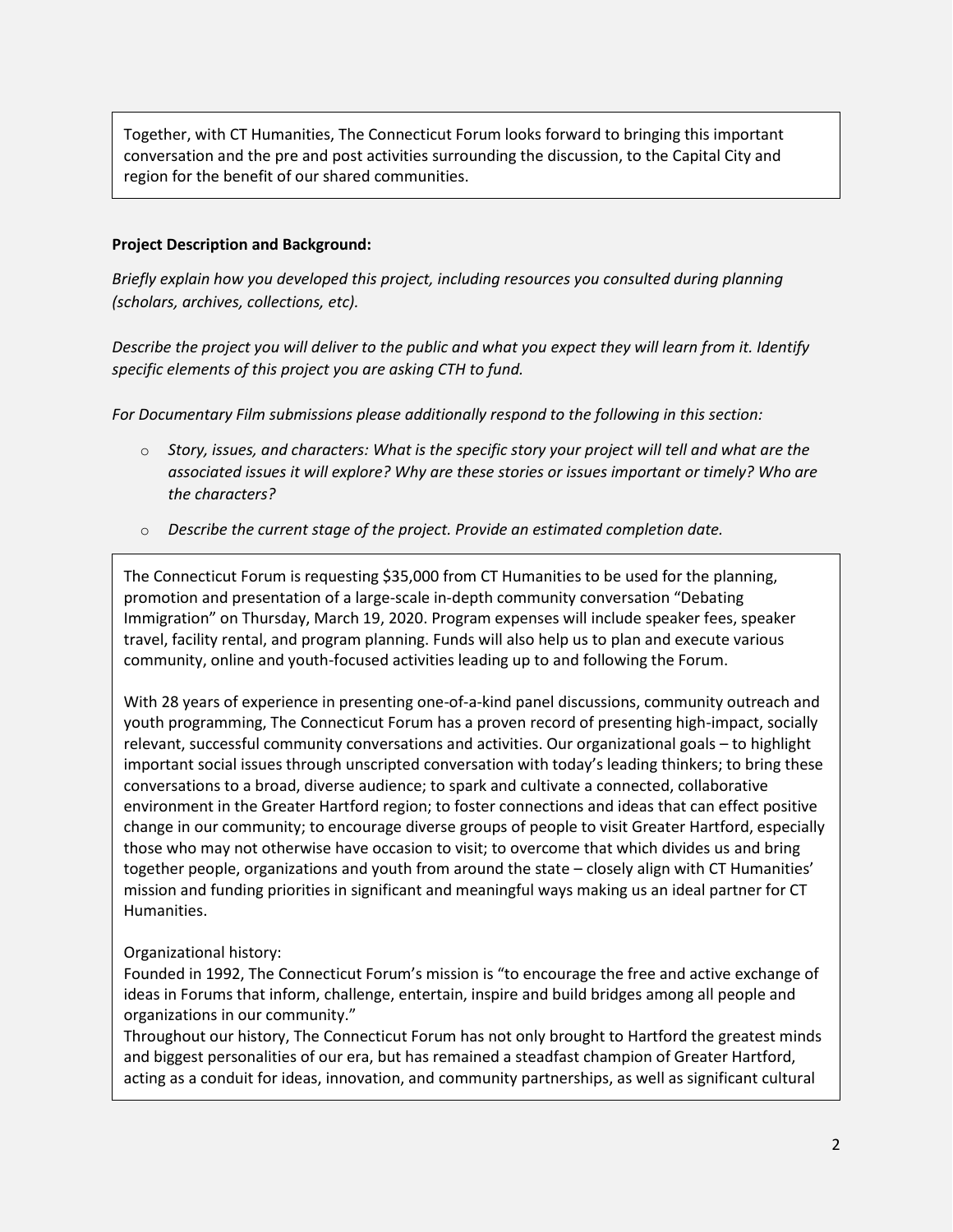Together, with CT Humanities, The Connecticut Forum looks forward to bringing this important conversation and the pre and post activities surrounding the discussion, to the Capital City and region for the benefit of our shared communities.

**Project Description and Background:**

*Briefly explain how you developed this project, including resources you consulted during planning (scholars, archives, collections, etc).*

*Describe the project you will deliver to the public and what you expect they will learn from it. Identify specific elements of this project you are asking CTH to fund.*

*For Documentary Film submissions please additionally respond to the following in this section:*

- *Story, issues, and characters: What is the specific story your project will tell and what are the associated issues it will explore? Why are these stories or issues important or timely? Who are the characters?*
- *Describe the current stage of the project. Provide an estimated completion date.*

The Connecticut Forum is requesting $35,000 from CT Humanities to be used for the planning, promotion and presentation of a large-scale in-depth community conversation "Debating Immigration" on Thursday, March 19, 2020. Program expenses will include speaker fees, speaker travel, facility rental, and program planning. Funds will also help us to plan and execute various community, online and youth-focused activities leading up to and following the Forum.

With 28 years of experience in presenting one-of-a-kind panel discussions, community outreach and youth programming, The Connecticut Forum has a proven record of presenting high-impact, socially relevant, successful community conversations and activities. Our organizational goals – to highlight important social issues through unscripted conversation with today's leading thinkers; to bring these conversations to a broad, diverse audience; to spark and cultivate a connected, collaborative environment in the Greater Hartford region; to foster connections and ideas that can effect positive change in our community; to encourage diverse groups of people to visit Greater Hartford, especially those who may not otherwise have occasion to visit; to overcome that which divides us and bring together people, organizations and youth from around the state – closely align with CT Humanities' mission and funding priorities in significant and meaningful ways making us an ideal partner for CT Humanities.

Organizational history:
Founded in 1992, The Connecticut Forum's mission is "to encourage the free and active exchange of ideas in Forums that inform, challenge, entertain, inspire and build bridges among all people and organizations in our community."
Throughout our history, The Connecticut Forum has not only brought to Hartford the greatest minds and biggest personalities of our era, but has remained a steadfast champion of Greater Hartford, acting as a conduit for ideas, innovation, and community partnerships, as well as significant cultural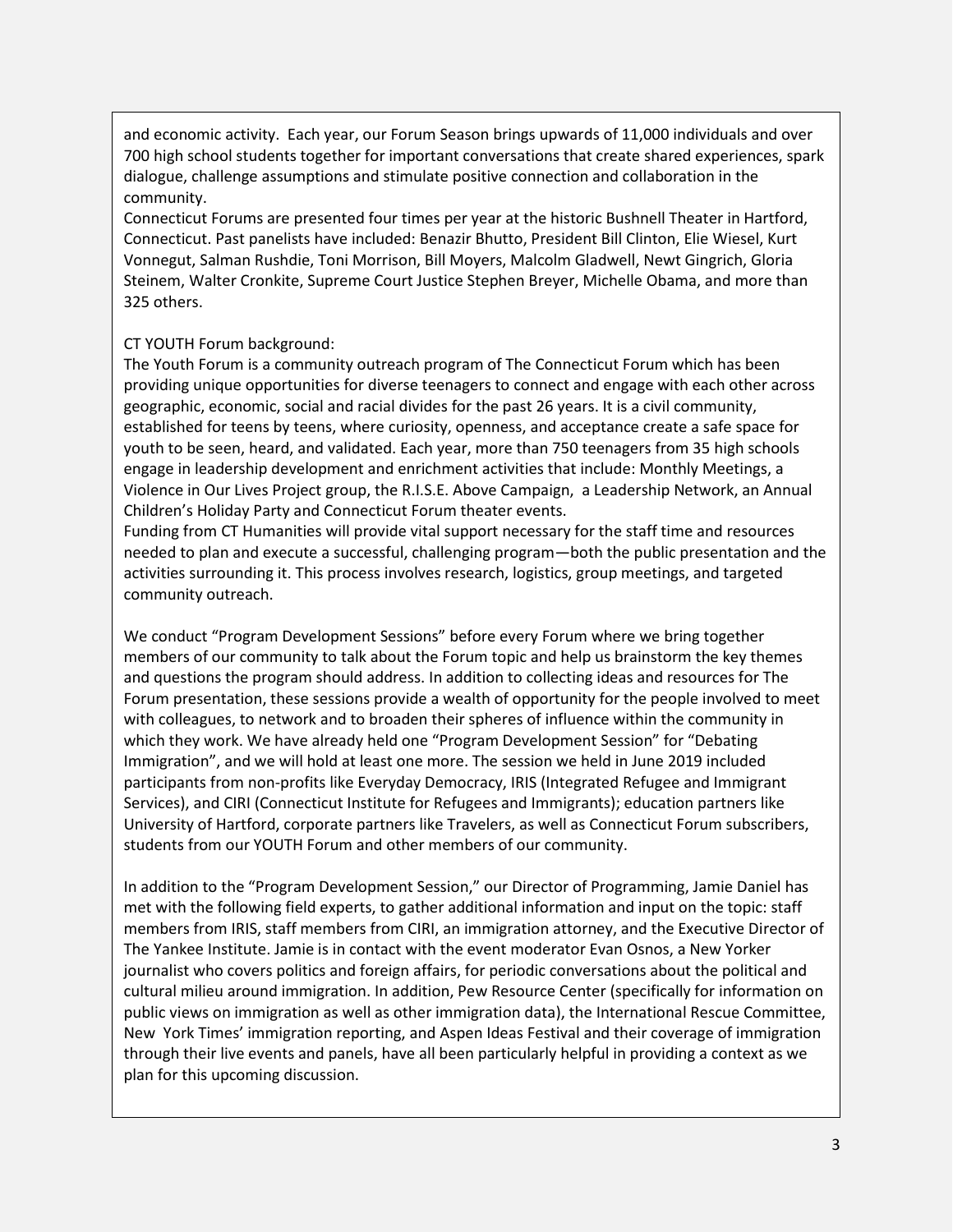and economic activity. Each year, our Forum Season brings upwards of 11,000 individuals and over 700 high school students together for important conversations that create shared experiences, spark dialogue, challenge assumptions and stimulate positive connection and collaboration in the community.

Connecticut Forums are presented four times per year at the historic Bushnell Theater in Hartford, Connecticut. Past panelists have included: Benazir Bhutto, President Bill Clinton, Elie Wiesel, Kurt Vonnegut, Salman Rushdie, Toni Morrison, Bill Moyers, Malcolm Gladwell, Newt Gingrich, Gloria Steinem, Walter Cronkite, Supreme Court Justice Stephen Breyer, Michelle Obama, and more than 325 others.

CT YOUTH Forum background:

The Youth Forum is a community outreach program of The Connecticut Forum which has been providing unique opportunities for diverse teenagers to connect and engage with each other across geographic, economic, social and racial divides for the past 26 years. It is a civil community, established for teens by teens, where curiosity, openness, and acceptance create a safe space for youth to be seen, heard, and validated. Each year, more than 750 teenagers from 35 high schools engage in leadership development and enrichment activities that include: Monthly Meetings, a Violence in Our Lives Project group, the R.I.S.E. Above Campaign, a Leadership Network, an Annual Children's Holiday Party and Connecticut Forum theater events.

Funding from CT Humanities will provide vital support necessary for the staff time and resources needed to plan and execute a successful, challenging program—both the public presentation and the activities surrounding it. This process involves research, logistics, group meetings, and targeted community outreach.

We conduct "Program Development Sessions" before every Forum where we bring together members of our community to talk about the Forum topic and help us brainstorm the key themes and questions the program should address. In addition to collecting ideas and resources for The Forum presentation, these sessions provide a wealth of opportunity for the people involved to meet with colleagues, to network and to broaden their spheres of influence within the community in which they work. We have already held one "Program Development Session" for "Debating Immigration", and we will hold at least one more. The session we held in June 2019 included participants from non-profits like Everyday Democracy, IRIS (Integrated Refugee and Immigrant Services), and CIRI (Connecticut Institute for Refugees and Immigrants); education partners like University of Hartford, corporate partners like Travelers, as well as Connecticut Forum subscribers, students from our YOUTH Forum and other members of our community.

In addition to the "Program Development Session," our Director of Programming, Jamie Daniel has met with the following field experts, to gather additional information and input on the topic: staff members from IRIS, staff members from CIRI, an immigration attorney, and the Executive Director of The Yankee Institute. Jamie is in contact with the event moderator Evan Osnos, a New Yorker journalist who covers politics and foreign affairs, for periodic conversations about the political and cultural milieu around immigration. In addition, Pew Resource Center (specifically for information on public views on immigration as well as other immigration data), the International Rescue Committee, New York Times' immigration reporting, and Aspen Ideas Festival and their coverage of immigration through their live events and panels, have all been particularly helpful in providing a context as we plan for this upcoming discussion.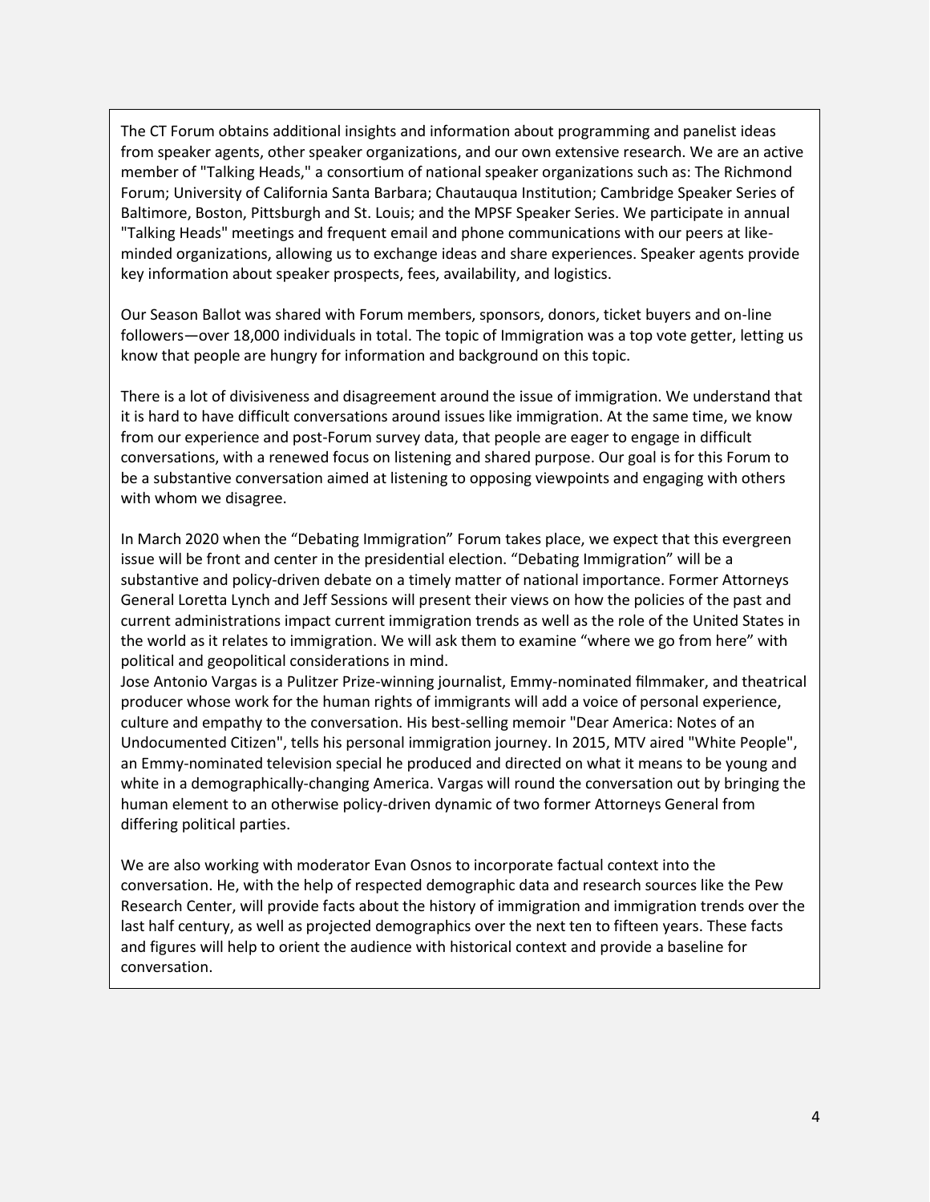The CT Forum obtains additional insights and information about programming and panelist ideas from speaker agents, other speaker organizations, and our own extensive research. We are an active member of "Talking Heads," a consortium of national speaker organizations such as: The Richmond Forum; University of California Santa Barbara; Chautauqua Institution; Cambridge Speaker Series of Baltimore, Boston, Pittsburgh and St. Louis; and the MPSF Speaker Series. We participate in annual "Talking Heads" meetings and frequent email and phone communications with our peers at like-minded organizations, allowing us to exchange ideas and share experiences. Speaker agents provide key information about speaker prospects, fees, availability, and logistics.

Our Season Ballot was shared with Forum members, sponsors, donors, ticket buyers and on-line followers—over 18,000 individuals in total. The topic of Immigration was a top vote getter, letting us know that people are hungry for information and background on this topic.

There is a lot of divisiveness and disagreement around the issue of immigration. We understand that it is hard to have difficult conversations around issues like immigration. At the same time, we know from our experience and post-Forum survey data, that people are eager to engage in difficult conversations, with a renewed focus on listening and shared purpose. Our goal is for this Forum to be a substantive conversation aimed at listening to opposing viewpoints and engaging with others with whom we disagree.

In March 2020 when the "Debating Immigration" Forum takes place, we expect that this evergreen issue will be front and center in the presidential election. "Debating Immigration" will be a substantive and policy-driven debate on a timely matter of national importance. Former Attorneys General Loretta Lynch and Jeff Sessions will present their views on how the policies of the past and current administrations impact current immigration trends as well as the role of the United States in the world as it relates to immigration. We will ask them to examine "where we go from here" with political and geopolitical considerations in mind.

Jose Antonio Vargas is a Pulitzer Prize-winning journalist, Emmy-nominated filmmaker, and theatrical producer whose work for the human rights of immigrants will add a voice of personal experience, culture and empathy to the conversation. His best-selling memoir "Dear America: Notes of an Undocumented Citizen", tells his personal immigration journey. In 2015, MTV aired "White People", an Emmy-nominated television special he produced and directed on what it means to be young and white in a demographically-changing America. Vargas will round the conversation out by bringing the human element to an otherwise policy-driven dynamic of two former Attorneys General from differing political parties.

We are also working with moderator Evan Osnos to incorporate factual context into the conversation. He, with the help of respected demographic data and research sources like the Pew Research Center, will provide facts about the history of immigration and immigration trends over the last half century, as well as projected demographics over the next ten to fifteen years. These facts and figures will help to orient the audience with historical context and provide a baseline for conversation.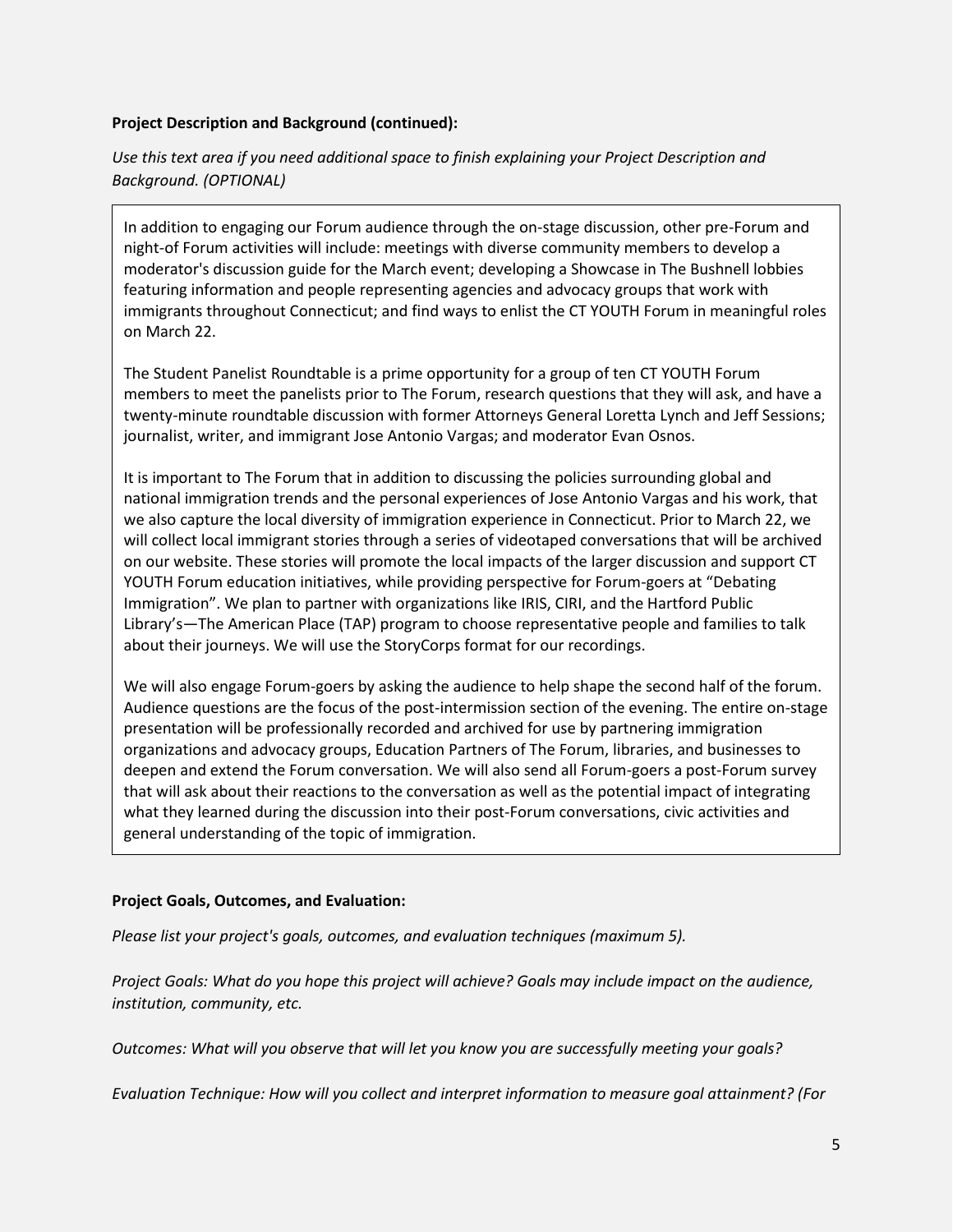**Project Description and Background (continued):**

*Use this text area if you need additional space to finish explaining your Project Description and Background. (OPTIONAL)*

In addition to engaging our Forum audience through the on-stage discussion, other pre-Forum and night-of Forum activities will include: meetings with diverse community members to develop a moderator's discussion guide for the March event; developing a Showcase in The Bushnell lobbies featuring information and people representing agencies and advocacy groups that work with immigrants throughout Connecticut; and find ways to enlist the CT YOUTH Forum in meaningful roles on March 22.

The Student Panelist Roundtable is a prime opportunity for a group of ten CT YOUTH Forum members to meet the panelists prior to The Forum, research questions that they will ask, and have a twenty-minute roundtable discussion with former Attorneys General Loretta Lynch and Jeff Sessions; journalist, writer, and immigrant Jose Antonio Vargas; and moderator Evan Osnos.

It is important to The Forum that in addition to discussing the policies surrounding global and national immigration trends and the personal experiences of Jose Antonio Vargas and his work, that we also capture the local diversity of immigration experience in Connecticut. Prior to March 22, we will collect local immigrant stories through a series of videotaped conversations that will be archived on our website. These stories will promote the local impacts of the larger discussion and support CT YOUTH Forum education initiatives, while providing perspective for Forum-goers at "Debating Immigration". We plan to partner with organizations like IRIS, CIRI, and the Hartford Public Library's—The American Place (TAP) program to choose representative people and families to talk about their journeys. We will use the StoryCorps format for our recordings.

We will also engage Forum-goers by asking the audience to help shape the second half of the forum. Audience questions are the focus of the post-intermission section of the evening. The entire on-stage presentation will be professionally recorded and archived for use by partnering immigration organizations and advocacy groups, Education Partners of The Forum, libraries, and businesses to deepen and extend the Forum conversation. We will also send all Forum-goers a post-Forum survey that will ask about their reactions to the conversation as well as the potential impact of integrating what they learned during the discussion into their post-Forum conversations, civic activities and general understanding of the topic of immigration.

**Project Goals, Outcomes, and Evaluation:**

*Please list your project's goals, outcomes, and evaluation techniques (maximum 5).*

*Project Goals: What do you hope this project will achieve? Goals may include impact on the audience, institution, community, etc.*

*Outcomes: What will you observe that will let you know you are successfully meeting your goals?*

*Evaluation Technique: How will you collect and interpret information to measure goal attainment? (For*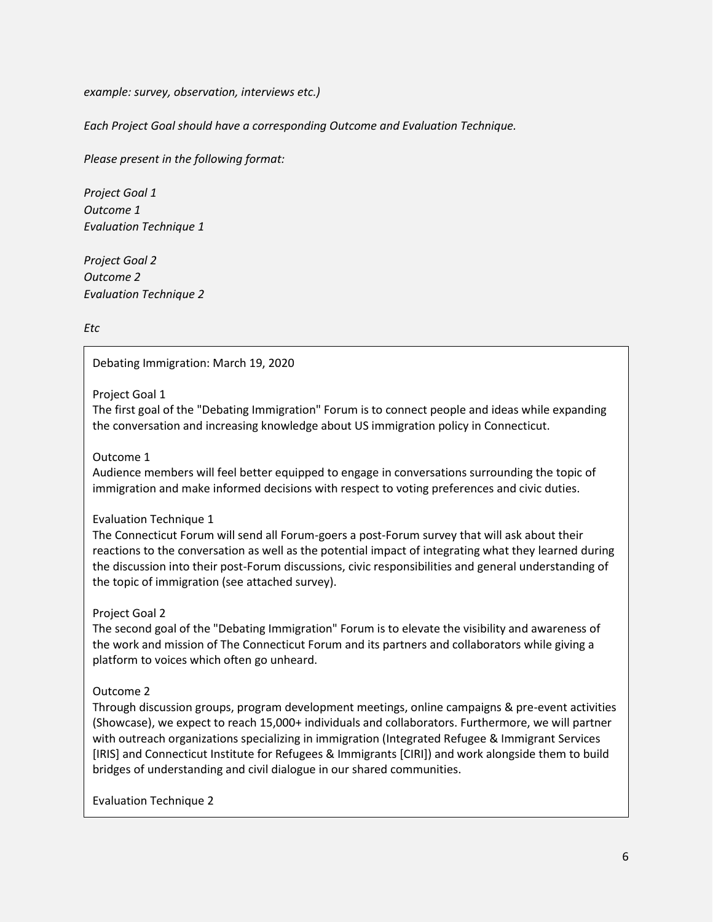*example: survey, observation, interviews etc.)*

*Each Project Goal should have a corresponding Outcome and Evaluation Technique.*

*Please present in the following format:*

*Project Goal 1*
*Outcome 1*
*Evaluation Technique 1*

*Project Goal 2*
*Outcome 2*
*Evaluation Technique 2*

*Etc*

Debating Immigration: March 19, 2020

Project Goal 1
The first goal of the "Debating Immigration" Forum is to connect people and ideas while expanding the conversation and increasing knowledge about US immigration policy in Connecticut.

Outcome 1
Audience members will feel better equipped to engage in conversations surrounding the topic of immigration and make informed decisions with respect to voting preferences and civic duties.

Evaluation Technique 1
The Connecticut Forum will send all Forum-goers a post-Forum survey that will ask about their reactions to the conversation as well as the potential impact of integrating what they learned during the discussion into their post-Forum discussions, civic responsibilities and general understanding of the topic of immigration (see attached survey).

Project Goal 2
The second goal of the "Debating Immigration" Forum is to elevate the visibility and awareness of the work and mission of The Connecticut Forum and its partners and collaborators while giving a platform to voices which often go unheard.

Outcome 2
Through discussion groups, program development meetings, online campaigns & pre-event activities (Showcase), we expect to reach 15,000+ individuals and collaborators. Furthermore, we will partner with outreach organizations specializing in immigration (Integrated Refugee & Immigrant Services [IRIS] and Connecticut Institute for Refugees & Immigrants [CIRI]) and work alongside them to build bridges of understanding and civil dialogue in our shared communities.

Evaluation Technique 2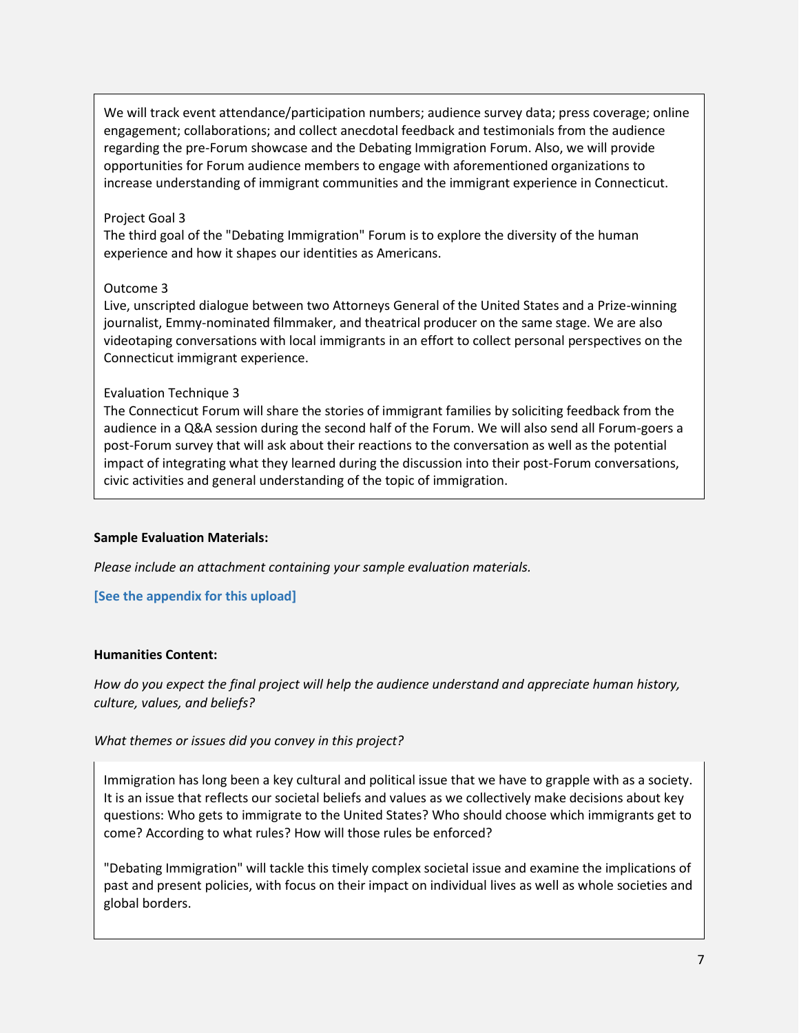We will track event attendance/participation numbers; audience survey data; press coverage; online engagement; collaborations; and collect anecdotal feedback and testimonials from the audience regarding the pre-Forum showcase and the Debating Immigration Forum. Also, we will provide opportunities for Forum audience members to engage with aforementioned organizations to increase understanding of immigrant communities and the immigrant experience in Connecticut.

Project Goal 3
The third goal of the "Debating Immigration" Forum is to explore the diversity of the human experience and how it shapes our identities as Americans.

Outcome 3
Live, unscripted dialogue between two Attorneys General of the United States and a Prize-winning journalist, Emmy-nominated filmmaker, and theatrical producer on the same stage. We are also videotaping conversations with local immigrants in an effort to collect personal perspectives on the Connecticut immigrant experience.

Evaluation Technique 3
The Connecticut Forum will share the stories of immigrant families by soliciting feedback from the audience in a Q&A session during the second half of the Forum. We will also send all Forum-goers a post-Forum survey that will ask about their reactions to the conversation as well as the potential impact of integrating what they learned during the discussion into their post-Forum conversations, civic activities and general understanding of the topic of immigration.

**Sample Evaluation Materials:**

*Please include an attachment containing your sample evaluation materials.*

**[See the appendix for this upload]**

**Humanities Content:**

*How do you expect the final project will help the audience understand and appreciate human history, culture, values, and beliefs?*

*What themes or issues did you convey in this project?*

Immigration has long been a key cultural and political issue that we have to grapple with as a society. It is an issue that reflects our societal beliefs and values as we collectively make decisions about key questions: Who gets to immigrate to the United States? Who should choose which immigrants get to come? According to what rules? How will those rules be enforced?

"Debating Immigration" will tackle this timely complex societal issue and examine the implications of past and present policies, with focus on their impact on individual lives as well as whole societies and global borders.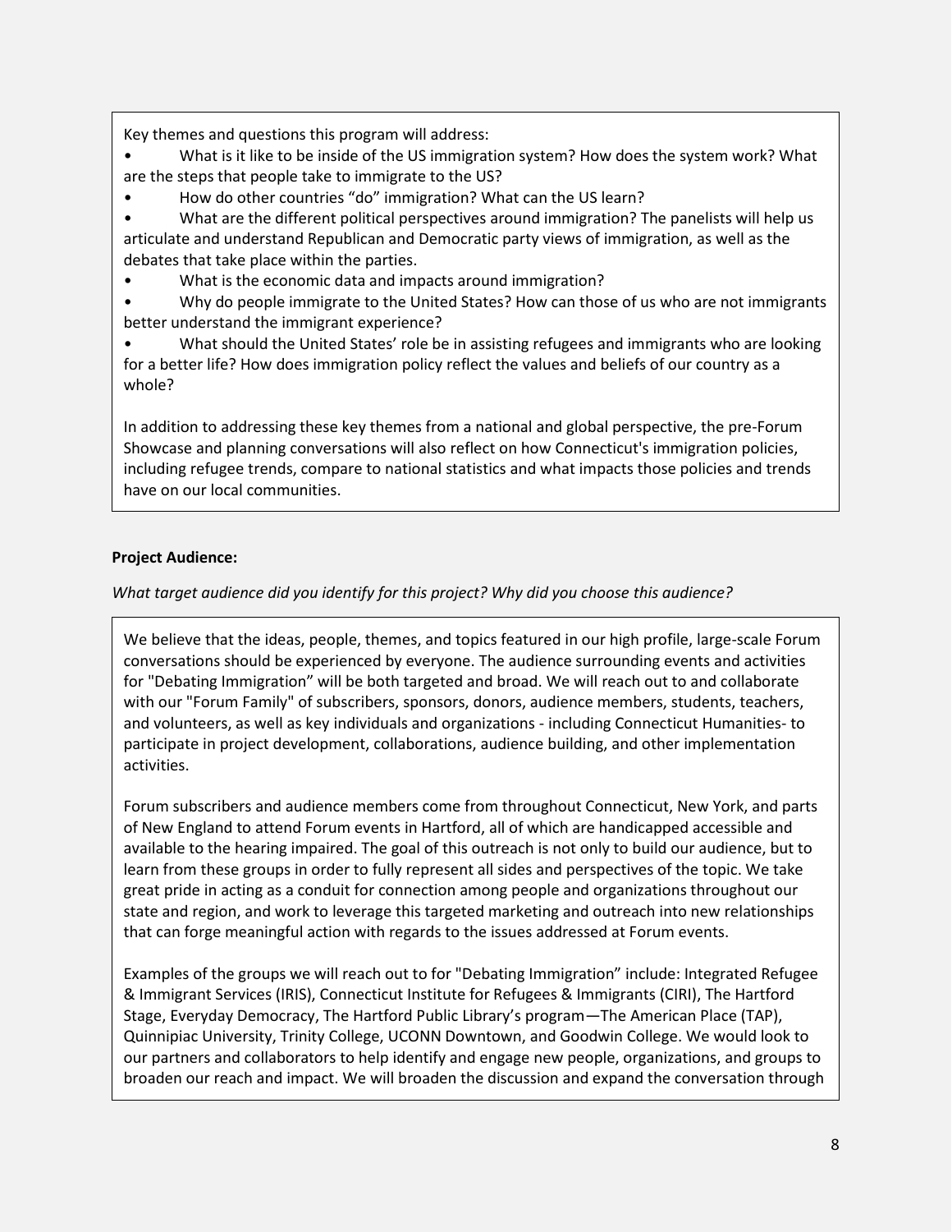Key themes and questions this program will address:

- What is it like to be inside of the US immigration system? How does the system work? What are the steps that people take to immigrate to the US?
- How do other countries "do" immigration? What can the US learn?
- What are the different political perspectives around immigration? The panelists will help us articulate and understand Republican and Democratic party views of immigration, as well as the debates that take place within the parties.
- What is the economic data and impacts around immigration?
- Why do people immigrate to the United States? How can those of us who are not immigrants better understand the immigrant experience?
- What should the United States' role be in assisting refugees and immigrants who are looking for a better life? How does immigration policy reflect the values and beliefs of our country as a whole?

In addition to addressing these key themes from a national and global perspective, the pre-Forum Showcase and planning conversations will also reflect on how Connecticut's immigration policies, including refugee trends, compare to national statistics and what impacts those policies and trends have on our local communities.

**Project Audience:**

*What target audience did you identify for this project? Why did you choose this audience?*

We believe that the ideas, people, themes, and topics featured in our high profile, large-scale Forum conversations should be experienced by everyone. The audience surrounding events and activities for "Debating Immigration" will be both targeted and broad. We will reach out to and collaborate with our "Forum Family" of subscribers, sponsors, donors, audience members, students, teachers, and volunteers, as well as key individuals and organizations - including Connecticut Humanities- to participate in project development, collaborations, audience building, and other implementation activities.

Forum subscribers and audience members come from throughout Connecticut, New York, and parts of New England to attend Forum events in Hartford, all of which are handicapped accessible and available to the hearing impaired. The goal of this outreach is not only to build our audience, but to learn from these groups in order to fully represent all sides and perspectives of the topic. We take great pride in acting as a conduit for connection among people and organizations throughout our state and region, and work to leverage this targeted marketing and outreach into new relationships that can forge meaningful action with regards to the issues addressed at Forum events.

Examples of the groups we will reach out to for "Debating Immigration" include: Integrated Refugee & Immigrant Services (IRIS), Connecticut Institute for Refugees & Immigrants (CIRI), The Hartford Stage, Everyday Democracy, The Hartford Public Library's program—The American Place (TAP), Quinnipiac University, Trinity College, UCONN Downtown, and Goodwin College. We would look to our partners and collaborators to help identify and engage new people, organizations, and groups to broaden our reach and impact. We will broaden the discussion and expand the conversation through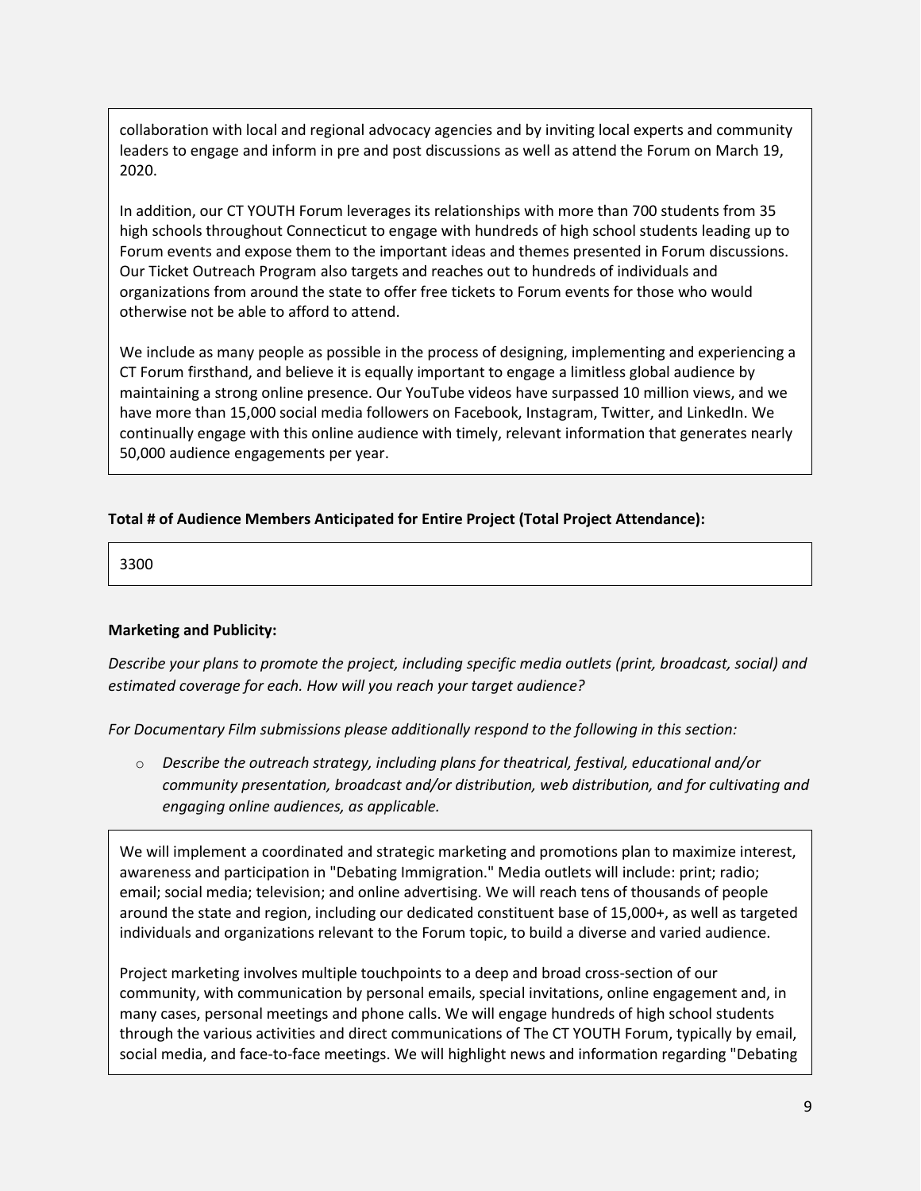collaboration with local and regional advocacy agencies and by inviting local experts and community leaders to engage and inform in pre and post discussions as well as attend the Forum on March 19, 2020.

In addition, our CT YOUTH Forum leverages its relationships with more than 700 students from 35 high schools throughout Connecticut to engage with hundreds of high school students leading up to Forum events and expose them to the important ideas and themes presented in Forum discussions. Our Ticket Outreach Program also targets and reaches out to hundreds of individuals and organizations from around the state to offer free tickets to Forum events for those who would otherwise not be able to afford to attend.

We include as many people as possible in the process of designing, implementing and experiencing a CT Forum firsthand, and believe it is equally important to engage a limitless global audience by maintaining a strong online presence. Our YouTube videos have surpassed 10 million views, and we have more than 15,000 social media followers on Facebook, Instagram, Twitter, and LinkedIn. We continually engage with this online audience with timely, relevant information that generates nearly 50,000 audience engagements per year.

**Total # of Audience Members Anticipated for Entire Project (Total Project Attendance):**

3300

**Marketing and Publicity:**

*Describe your plans to promote the project, including specific media outlets (print, broadcast, social) and estimated coverage for each. How will you reach your target audience?*

*For Documentary Film submissions please additionally respond to the following in this section:*

- *Describe the outreach strategy, including plans for theatrical, festival, educational and/or community presentation, broadcast and/or distribution, web distribution, and for cultivating and engaging online audiences, as applicable.*

We will implement a coordinated and strategic marketing and promotions plan to maximize interest, awareness and participation in "Debating Immigration." Media outlets will include: print; radio; email; social media; television; and online advertising. We will reach tens of thousands of people around the state and region, including our dedicated constituent base of 15,000+, as well as targeted individuals and organizations relevant to the Forum topic, to build a diverse and varied audience.

Project marketing involves multiple touchpoints to a deep and broad cross-section of our community, with communication by personal emails, special invitations, online engagement and, in many cases, personal meetings and phone calls. We will engage hundreds of high school students through the various activities and direct communications of The CT YOUTH Forum, typically by email, social media, and face-to-face meetings. We will highlight news and information regarding "Debating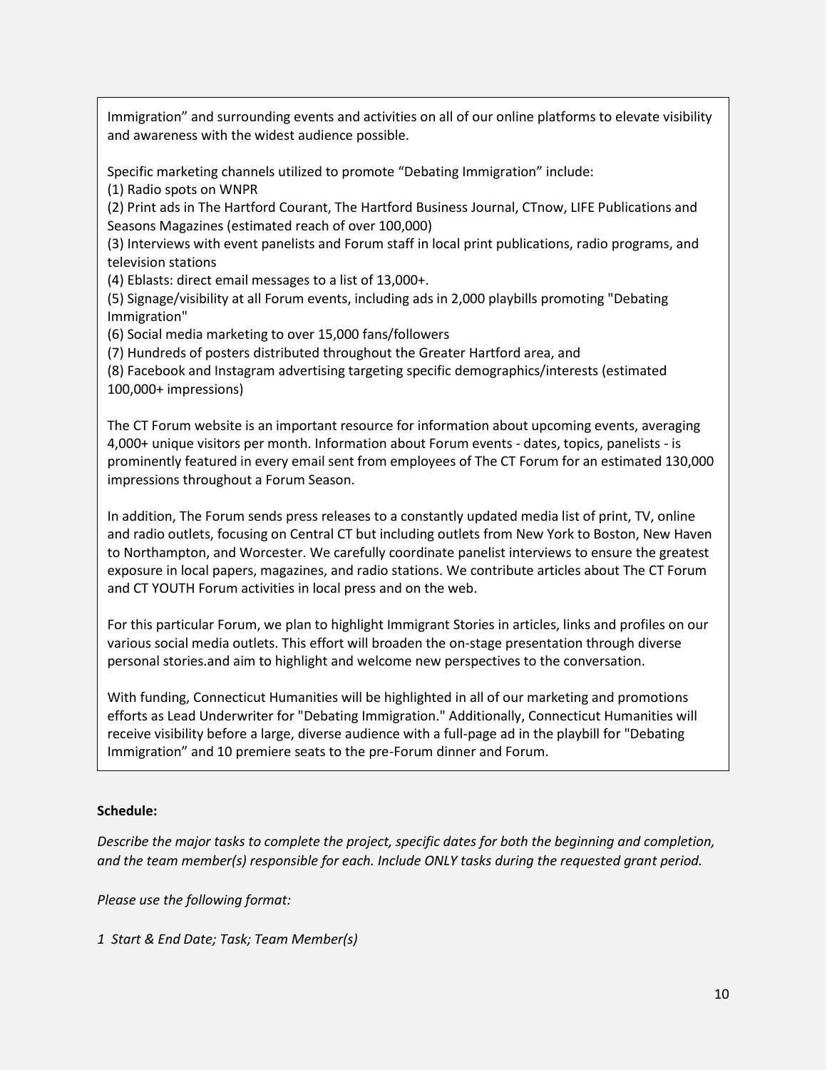Immigration" and surrounding events and activities on all of our online platforms to elevate visibility and awareness with the widest audience possible.

Specific marketing channels utilized to promote "Debating Immigration" include:
(1) Radio spots on WNPR
(2) Print ads in The Hartford Courant, The Hartford Business Journal, CTnow, LIFE Publications and Seasons Magazines (estimated reach of over 100,000)
(3) Interviews with event panelists and Forum staff in local print publications, radio programs, and television stations
(4) Eblasts: direct email messages to a list of 13,000+.
(5) Signage/visibility at all Forum events, including ads in 2,000 playbills promoting "Debating Immigration"
(6) Social media marketing to over 15,000 fans/followers
(7) Hundreds of posters distributed throughout the Greater Hartford area, and
(8) Facebook and Instagram advertising targeting specific demographics/interests (estimated 100,000+ impressions)

The CT Forum website is an important resource for information about upcoming events, averaging 4,000+ unique visitors per month. Information about Forum events - dates, topics, panelists - is prominently featured in every email sent from employees of The CT Forum for an estimated 130,000 impressions throughout a Forum Season.

In addition, The Forum sends press releases to a constantly updated media list of print, TV, online and radio outlets, focusing on Central CT but including outlets from New York to Boston, New Haven to Northampton, and Worcester. We carefully coordinate panelist interviews to ensure the greatest exposure in local papers, magazines, and radio stations. We contribute articles about The CT Forum and CT YOUTH Forum activities in local press and on the web.

For this particular Forum, we plan to highlight Immigrant Stories in articles, links and profiles on our various social media outlets. This effort will broaden the on-stage presentation through diverse personal stories.and aim to highlight and welcome new perspectives to the conversation.

With funding, Connecticut Humanities will be highlighted in all of our marketing and promotions efforts as Lead Underwriter for "Debating Immigration." Additionally, Connecticut Humanities will receive visibility before a large, diverse audience with a full-page ad in the playbill for "Debating Immigration" and 10 premiere seats to the pre-Forum dinner and Forum.

**Schedule:**

*Describe the major tasks to complete the project, specific dates for both the beginning and completion, and the team member(s) responsible for each. Include ONLY tasks during the requested grant period.*

*Please use the following format:*

*1 Start & End Date; Task; Team Member(s)*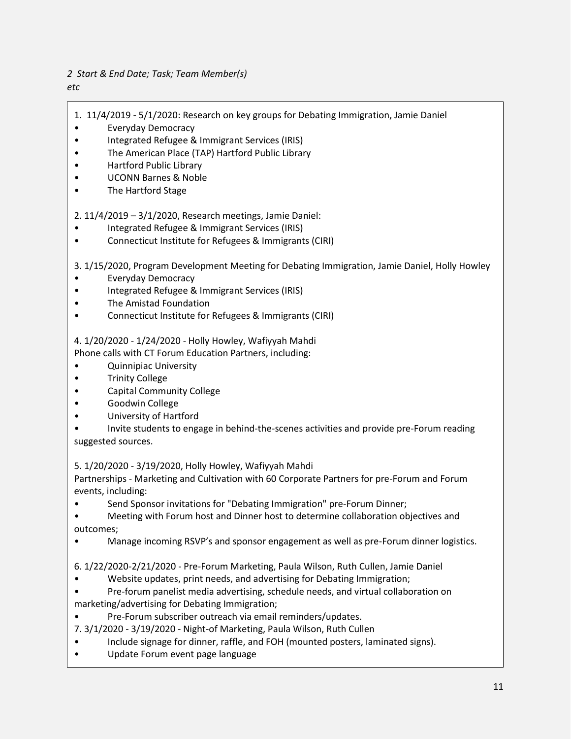*2 Start & End Date; Task; Team Member(s)*
*etc*

1. 11/4/2019 - 5/1/2020: Research on key groups for Debating Immigration, Jamie Daniel
- Everyday Democracy
- Integrated Refugee & Immigrant Services (IRIS)
- The American Place (TAP) Hartford Public Library
- Hartford Public Library
- UCONN Barnes & Noble
- The Hartford Stage

2. 11/4/2019 – 3/1/2020, Research meetings, Jamie Daniel:
- Integrated Refugee & Immigrant Services (IRIS)
- Connecticut Institute for Refugees & Immigrants (CIRI)

3. 1/15/2020, Program Development Meeting for Debating Immigration, Jamie Daniel, Holly Howley
- Everyday Democracy
- Integrated Refugee & Immigrant Services (IRIS)
- The Amistad Foundation
- Connecticut Institute for Refugees & Immigrants (CIRI)

4. 1/20/2020 - 1/24/2020 - Holly Howley, Wafiyyah Mahdi
Phone calls with CT Forum Education Partners, including:
- Quinnipiac University
- Trinity College
- Capital Community College
- Goodwin College
- University of Hartford
- Invite students to engage in behind-the-scenes activities and provide pre-Forum reading suggested sources.

5. 1/20/2020 - 3/19/2020, Holly Howley, Wafiyyah Mahdi
Partnerships - Marketing and Cultivation with 60 Corporate Partners for pre-Forum and Forum events, including:
- Send Sponsor invitations for "Debating Immigration" pre-Forum Dinner;
- Meeting with Forum host and Dinner host to determine collaboration objectives and outcomes;
- Manage incoming RSVP's and sponsor engagement as well as pre-Forum dinner logistics.

6. 1/22/2020-2/21/2020 - Pre-Forum Marketing, Paula Wilson, Ruth Cullen, Jamie Daniel
- Website updates, print needs, and advertising for Debating Immigration;
- Pre-forum panelist media advertising, schedule needs, and virtual collaboration on marketing/advertising for Debating Immigration;
- Pre-Forum subscriber outreach via email reminders/updates.

7. 3/1/2020 - 3/19/2020 - Night-of Marketing, Paula Wilson, Ruth Cullen
- Include signage for dinner, raffle, and FOH (mounted posters, laminated signs).
- Update Forum event page language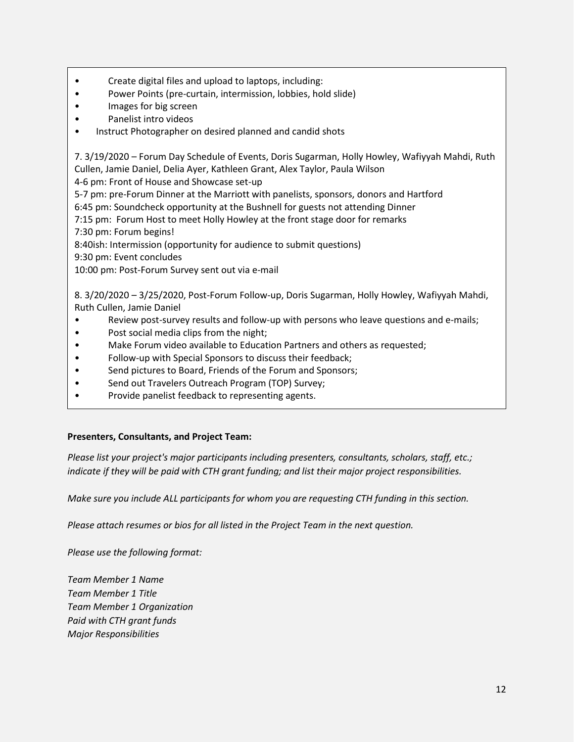- Create digital files and upload to laptops, including:
- Power Points (pre-curtain, intermission, lobbies, hold slide)
- Images for big screen
- Panelist intro videos
- Instruct Photographer on desired planned and candid shots

7. 3/19/2020 – Forum Day Schedule of Events, Doris Sugarman, Holly Howley, Wafiyyah Mahdi, Ruth Cullen, Jamie Daniel, Delia Ayer, Kathleen Grant, Alex Taylor, Paula Wilson
4-6 pm: Front of House and Showcase set-up
5-7 pm: pre-Forum Dinner at the Marriott with panelists, sponsors, donors and Hartford
6:45 pm: Soundcheck opportunity at the Bushnell for guests not attending Dinner
7:15 pm: Forum Host to meet Holly Howley at the front stage door for remarks
7:30 pm: Forum begins!
8:40ish: Intermission (opportunity for audience to submit questions)
9:30 pm: Event concludes
10:00 pm: Post-Forum Survey sent out via e-mail

8. 3/20/2020 – 3/25/2020, Post-Forum Follow-up, Doris Sugarman, Holly Howley, Wafiyyah Mahdi, Ruth Cullen, Jamie Daniel
- Review post-survey results and follow-up with persons who leave questions and e-mails;
- Post social media clips from the night;
- Make Forum video available to Education Partners and others as requested;
- Follow-up with Special Sponsors to discuss their feedback;
- Send pictures to Board, Friends of the Forum and Sponsors;
- Send out Travelers Outreach Program (TOP) Survey;
- Provide panelist feedback to representing agents.

**Presenters, Consultants, and Project Team:**

*Please list your project's major participants including presenters, consultants, scholars, staff, etc.; indicate if they will be paid with CTH grant funding; and list their major project responsibilities.*

*Make sure you include ALL participants for whom you are requesting CTH funding in this section.*

*Please attach resumes or bios for all listed in the Project Team in the next question.*

*Please use the following format:*

*Team Member 1 Name*
*Team Member 1 Title*
*Team Member 1 Organization*
*Paid with CTH grant funds*
*Major Responsibilities*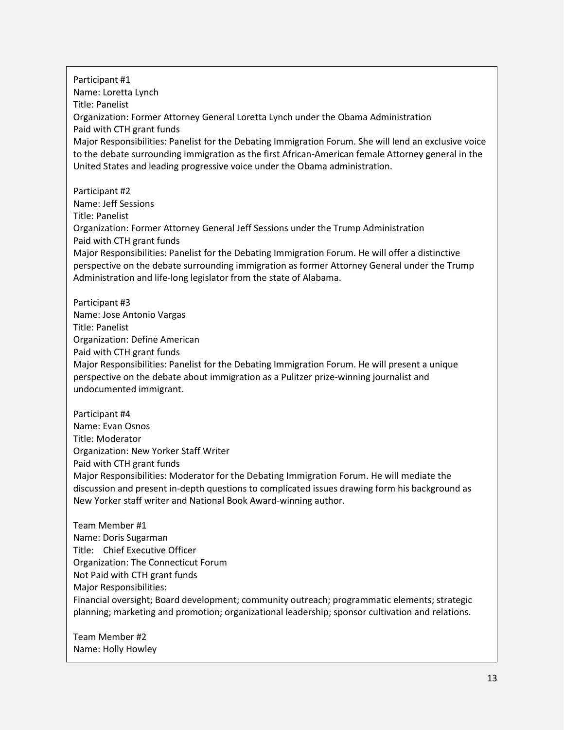Participant #1
Name: Loretta Lynch
Title: Panelist
Organization: Former Attorney General Loretta Lynch under the Obama Administration
Paid with CTH grant funds
Major Responsibilities: Panelist for the Debating Immigration Forum. She will lend an exclusive voice to the debate surrounding immigration as the first African-American female Attorney general in the United States and leading progressive voice under the Obama administration.

Participant #2
Name: Jeff Sessions
Title: Panelist
Organization: Former Attorney General Jeff Sessions under the Trump Administration
Paid with CTH grant funds
Major Responsibilities: Panelist for the Debating Immigration Forum. He will offer a distinctive perspective on the debate surrounding immigration as former Attorney General under the Trump Administration and life-long legislator from the state of Alabama.

Participant #3
Name: Jose Antonio Vargas
Title: Panelist
Organization: Define American
Paid with CTH grant funds
Major Responsibilities: Panelist for the Debating Immigration Forum. He will present a unique perspective on the debate about immigration as a Pulitzer prize-winning journalist and undocumented immigrant.

Participant #4
Name: Evan Osnos
Title: Moderator
Organization: New Yorker Staff Writer
Paid with CTH grant funds
Major Responsibilities: Moderator for the Debating Immigration Forum. He will mediate the discussion and present in-depth questions to complicated issues drawing form his background as New Yorker staff writer and National Book Award-winning author.

Team Member #1
Name: Doris Sugarman
Title: Chief Executive Officer
Organization: The Connecticut Forum
Not Paid with CTH grant funds
Major Responsibilities:
Financial oversight; Board development; community outreach; programmatic elements; strategic planning; marketing and promotion; organizational leadership; sponsor cultivation and relations.

Team Member #2
Name: Holly Howley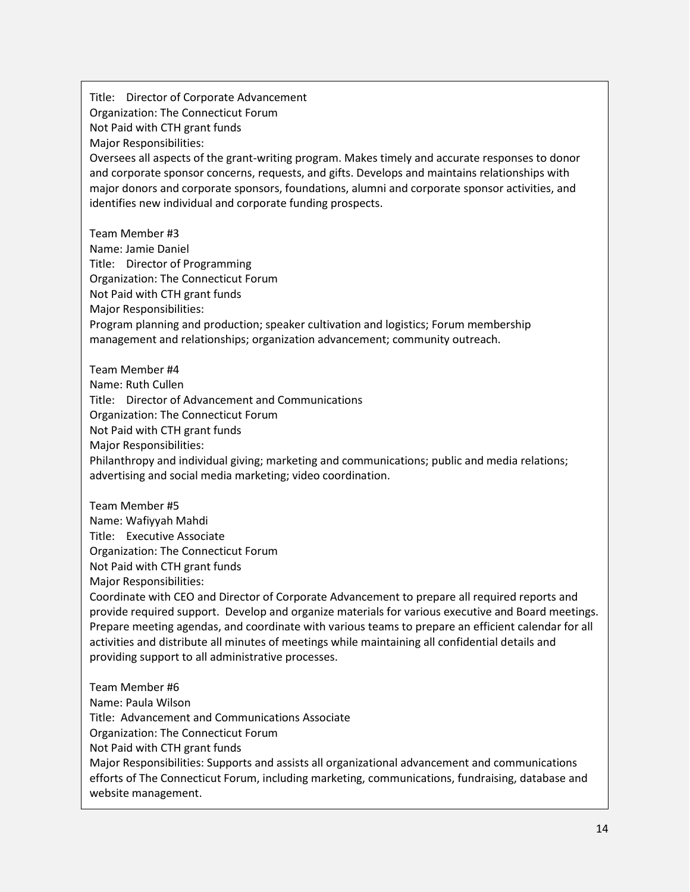Title: Director of Corporate Advancement
Organization: The Connecticut Forum
Not Paid with CTH grant funds
Major Responsibilities:
Oversees all aspects of the grant-writing program. Makes timely and accurate responses to donor and corporate sponsor concerns, requests, and gifts. Develops and maintains relationships with major donors and corporate sponsors, foundations, alumni and corporate sponsor activities, and identifies new individual and corporate funding prospects.

Team Member #3
Name: Jamie Daniel
Title: Director of Programming
Organization: The Connecticut Forum
Not Paid with CTH grant funds
Major Responsibilities:
Program planning and production; speaker cultivation and logistics; Forum membership management and relationships; organization advancement; community outreach.

Team Member #4
Name: Ruth Cullen
Title: Director of Advancement and Communications
Organization: The Connecticut Forum
Not Paid with CTH grant funds
Major Responsibilities:
Philanthropy and individual giving; marketing and communications; public and media relations; advertising and social media marketing; video coordination.

Team Member #5
Name: Wafiyyah Mahdi
Title: Executive Associate
Organization: The Connecticut Forum
Not Paid with CTH grant funds
Major Responsibilities:
Coordinate with CEO and Director of Corporate Advancement to prepare all required reports and provide required support. Develop and organize materials for various executive and Board meetings. Prepare meeting agendas, and coordinate with various teams to prepare an efficient calendar for all activities and distribute all minutes of meetings while maintaining all confidential details and providing support to all administrative processes.

Team Member #6
Name: Paula Wilson
Title: Advancement and Communications Associate
Organization: The Connecticut Forum
Not Paid with CTH grant funds
Major Responsibilities: Supports and assists all organizational advancement and communications efforts of The Connecticut Forum, including marketing, communications, fundraising, database and website management.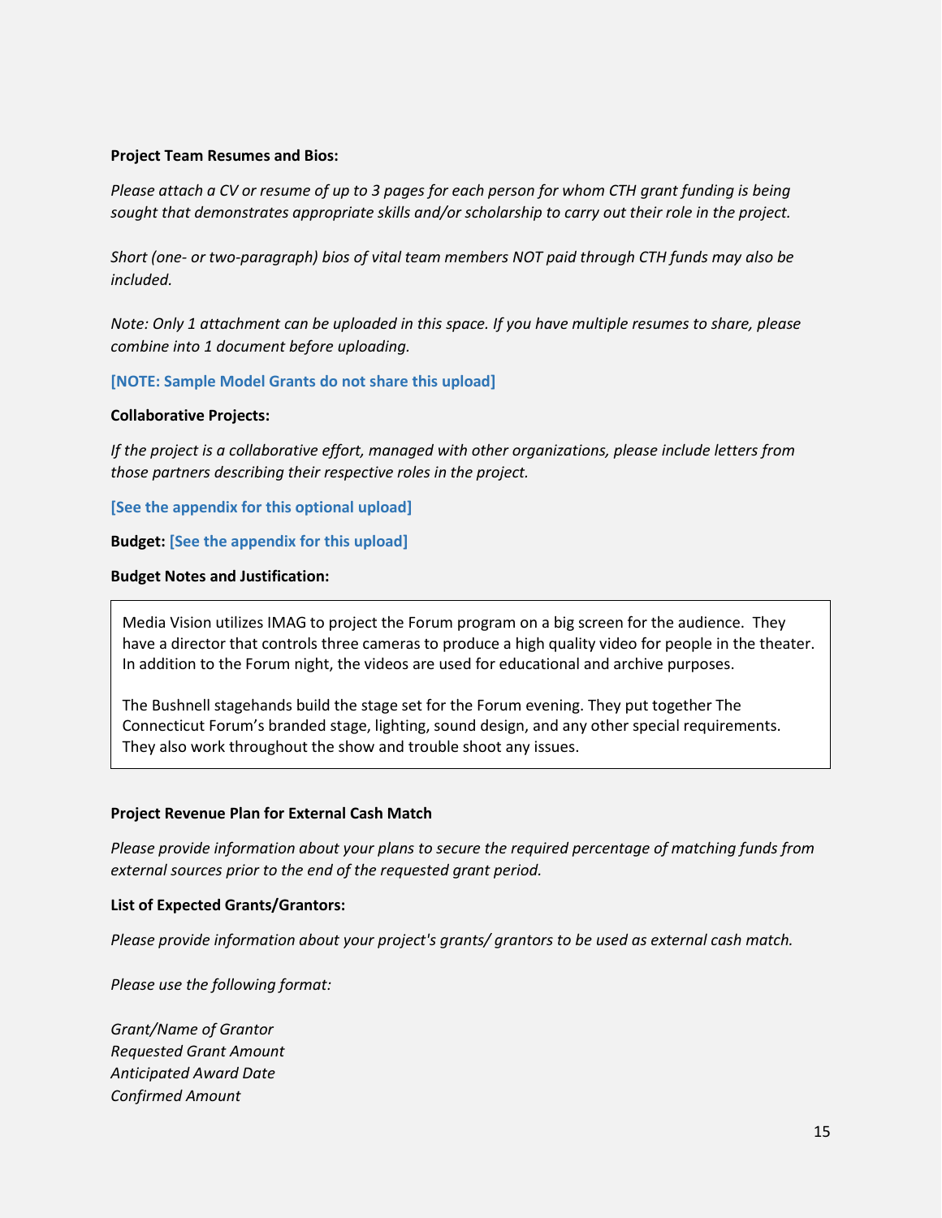**Project Team Resumes and Bios:**

*Please attach a CV or resume of up to 3 pages for each person for whom CTH grant funding is being sought that demonstrates appropriate skills and/or scholarship to carry out their role in the project.*

*Short (one- or two-paragraph) bios of vital team members NOT paid through CTH funds may also be included.*

*Note: Only 1 attachment can be uploaded in this space. If you have multiple resumes to share, please combine into 1 document before uploading.*

**[NOTE: Sample Model Grants do not share this upload]**

**Collaborative Projects:**

*If the project is a collaborative effort, managed with other organizations, please include letters from those partners describing their respective roles in the project.*

**[See the appendix for this optional upload]**

**Budget:** **[See the appendix for this upload]**

**Budget Notes and Justification:**

Media Vision utilizes IMAG to project the Forum program on a big screen for the audience. They have a director that controls three cameras to produce a high quality video for people in the theater. In addition to the Forum night, the videos are used for educational and archive purposes.

The Bushnell stagehands build the stage set for the Forum evening. They put together The Connecticut Forum's branded stage, lighting, sound design, and any other special requirements. They also work throughout the show and trouble shoot any issues.

**Project Revenue Plan for External Cash Match**

*Please provide information about your plans to secure the required percentage of matching funds from external sources prior to the end of the requested grant period.*

**List of Expected Grants/Grantors:**

*Please provide information about your project's grants/ grantors to be used as external cash match.*

*Please use the following format:*

*Grant/Name of Grantor*
*Requested Grant Amount*
*Anticipated Award Date*
*Confirmed Amount*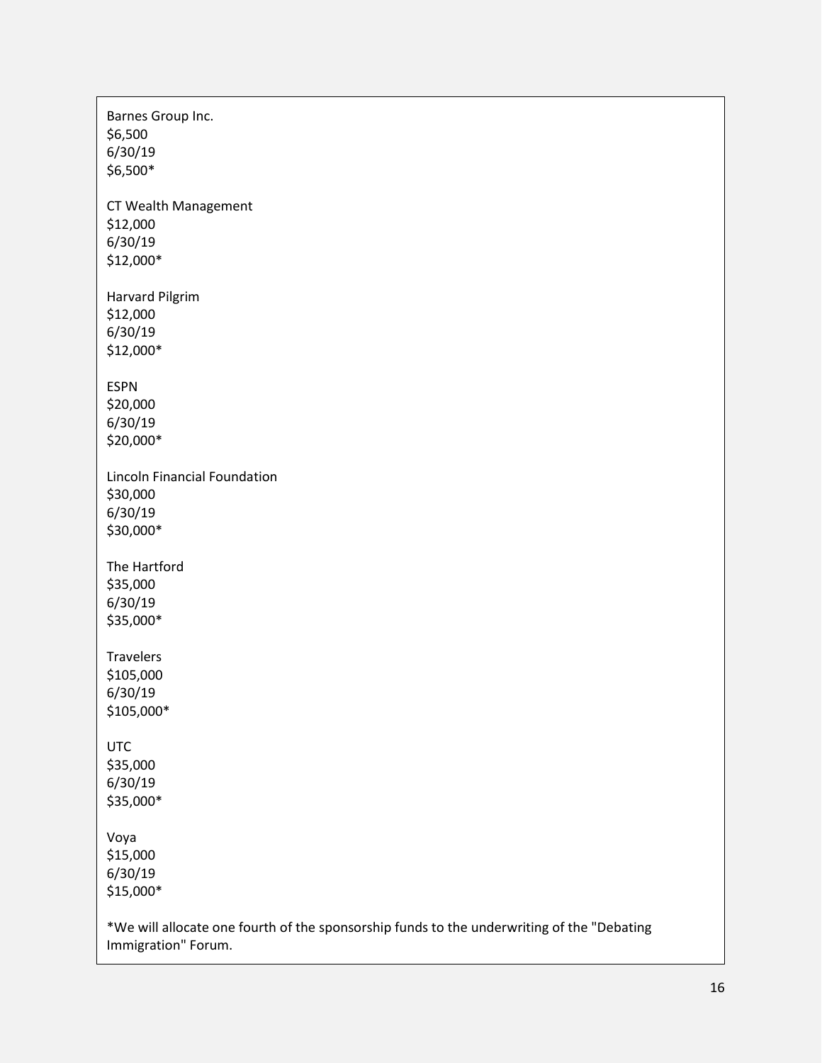Barnes Group Inc.
$6,500
6/30/19
$6,500*

CT Wealth Management
$12,000
6/30/19
$12,000*

Harvard Pilgrim
$12,000
6/30/19
$12,000*

ESPN
$20,000
6/30/19
$20,000*

Lincoln Financial Foundation
$30,000
6/30/19
$30,000*

The Hartford
$35,000
6/30/19
$35,000*

Travelers
$105,000
6/30/19
$105,000*

UTC
$35,000
6/30/19
$35,000*

Voya
$15,000
6/30/19
$15,000*

*We will allocate one fourth of the sponsorship funds to the underwriting of the "Debating Immigration" Forum.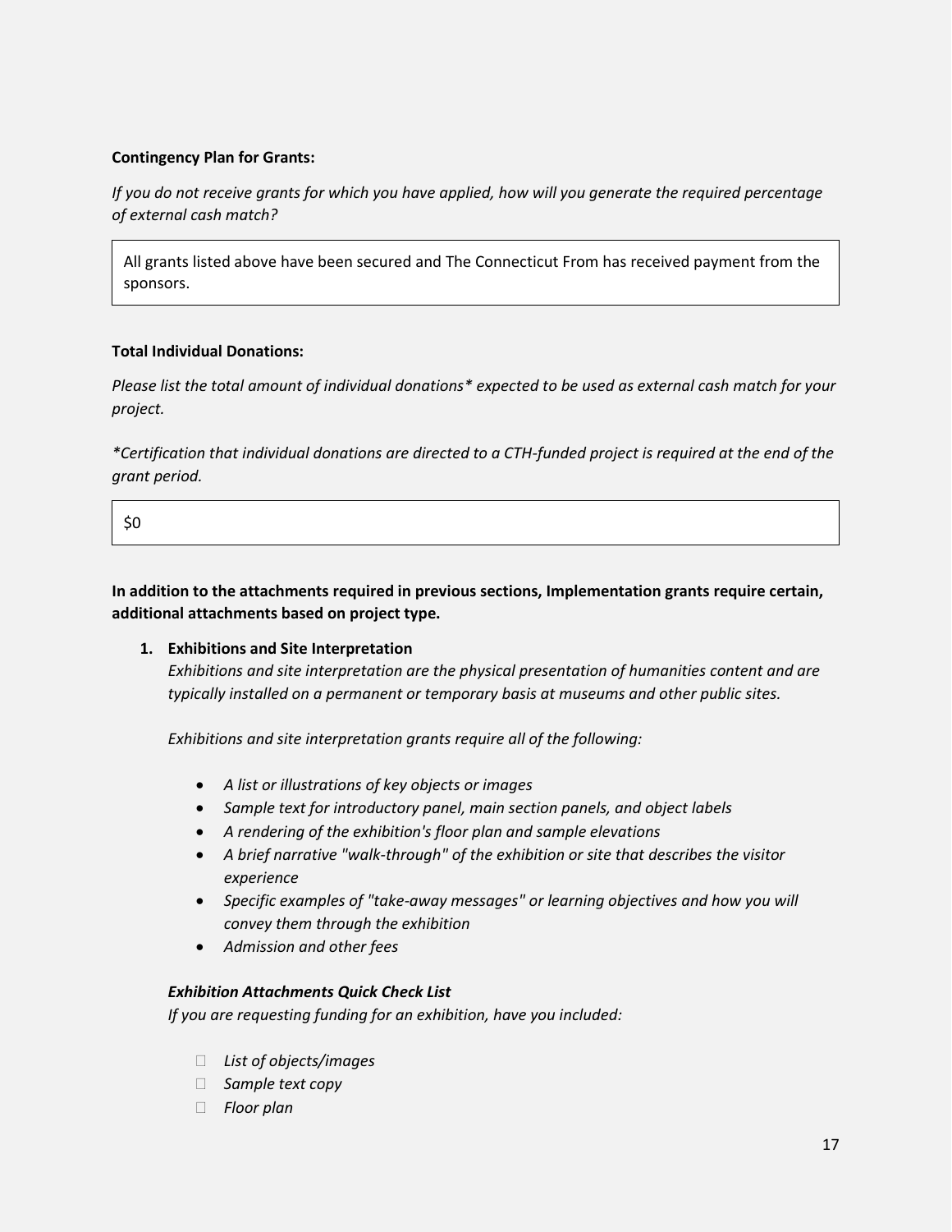**Contingency Plan for Grants:**

*If you do not receive grants for which you have applied, how will you generate the required percentage of external cash match?*

All grants listed above have been secured and The Connecticut From has received payment from the sponsors.

**Total Individual Donations:**

*Please list the total amount of individual donations* expected to be used as external cash match for your project.*

**Certification that individual donations are directed to a CTH-funded project is required at the end of the grant period.*

$0

**In addition to the attachments required in previous sections, Implementation grants require certain, additional attachments based on project type.**

1. **Exhibitions and Site Interpretation**
   *Exhibitions and site interpretation are the physical presentation of humanities content and are typically installed on a permanent or temporary basis at museums and other public sites.*

   *Exhibitions and site interpretation grants require all of the following:*

   - *A list or illustrations of key objects or images*
   - *Sample text for introductory panel, main section panels, and object labels*
   - *A rendering of the exhibition's floor plan and sample elevations*
   - *A brief narrative "walk-through" of the exhibition or site that describes the visitor experience*
   - *Specific examples of "take-away messages" or learning objectives and how you will convey them through the exhibition*
   - *Admission and other fees*

   ***Exhibition Attachments Quick Check List***
   *If you are requesting funding for an exhibition, have you included:*

   - ☐ *List of objects/images*
   - ☐ *Sample text copy*
   - ☐ *Floor plan*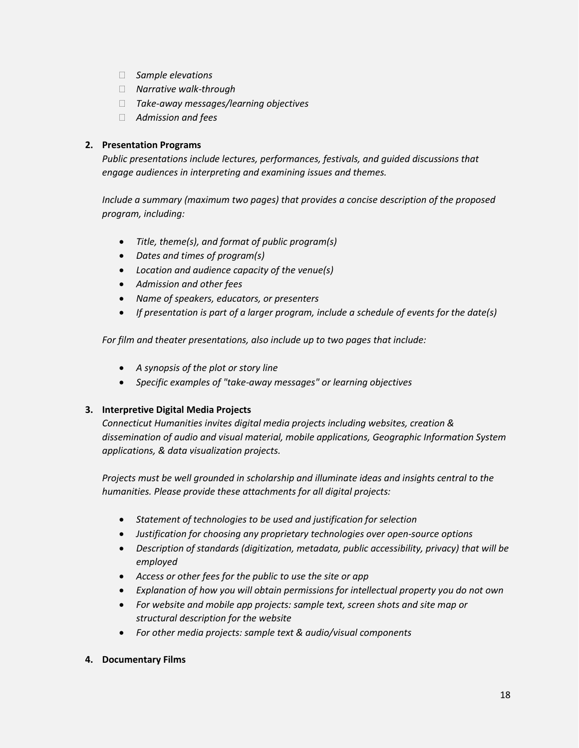- *Sample elevations*
- *Narrative walk-through*
- *Take-away messages/learning objectives*
- *Admission and fees*

2. **Presentation Programs**

   *Public presentations include lectures, performances, festivals, and guided discussions that engage audiences in interpreting and examining issues and themes.*

   *Include a summary (maximum two pages) that provides a concise description of the proposed program, including:*

   - *Title, theme(s), and format of public program(s)*
   - *Dates and times of program(s)*
   - *Location and audience capacity of the venue(s)*
   - *Admission and other fees*
   - *Name of speakers, educators, or presenters*
   - *If presentation is part of a larger program, include a schedule of events for the date(s)*

   *For film and theater presentations, also include up to two pages that include:*

   - *A synopsis of the plot or story line*
   - *Specific examples of "take-away messages" or learning objectives*

3. **Interpretive Digital Media Projects**

   *Connecticut Humanities invites digital media projects including websites, creation & dissemination of audio and visual material, mobile applications, Geographic Information System applications, & data visualization projects.*

   *Projects must be well grounded in scholarship and illuminate ideas and insights central to the humanities. Please provide these attachments for all digital projects:*

   - *Statement of technologies to be used and justification for selection*
   - *Justification for choosing any proprietary technologies over open-source options*
   - *Description of standards (digitization, metadata, public accessibility, privacy) that will be employed*
   - *Access or other fees for the public to use the site or app*
   - *Explanation of how you will obtain permissions for intellectual property you do not own*
   - *For website and mobile app projects: sample text, screen shots and site map or structural description for the website*
   - *For other media projects: sample text & audio/visual components*

4. **Documentary Films**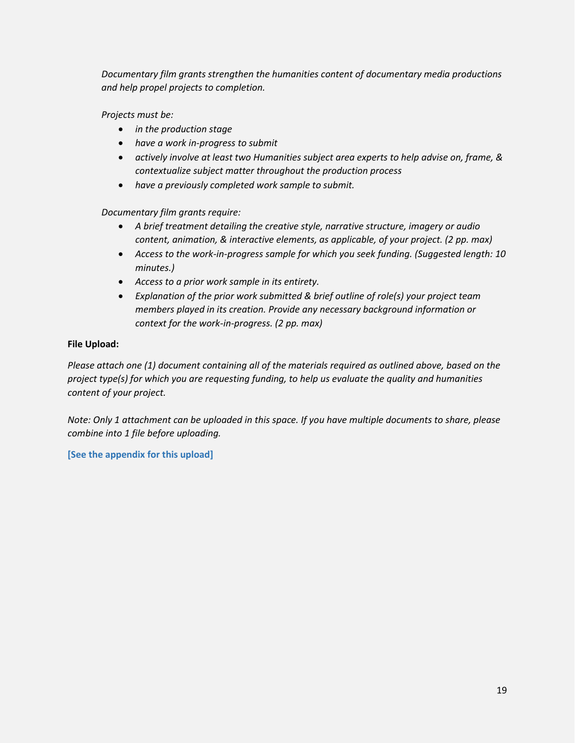*Documentary film grants strengthen the humanities content of documentary media productions and help propel projects to completion.*

*Projects must be:*

- *in the production stage*
- *have a work in-progress to submit*
- *actively involve at least two Humanities subject area experts to help advise on, frame, & contextualize subject matter throughout the production process*
- *have a previously completed work sample to submit.*

*Documentary film grants require:*

- *A brief treatment detailing the creative style, narrative structure, imagery or audio content, animation, & interactive elements, as applicable, of your project. (2 pp. max)*
- *Access to the work-in-progress sample for which you seek funding. (Suggested length: 10 minutes.)*
- *Access to a prior work sample in its entirety.*
- *Explanation of the prior work submitted & brief outline of role(s) your project team members played in its creation. Provide any necessary background information or context for the work-in-progress. (2 pp. max)*

**File Upload:**

*Please attach one (1) document containing all of the materials required as outlined above, based on the project type(s) for which you are requesting funding, to help us evaluate the quality and humanities content of your project.*

*Note: Only 1 attachment can be uploaded in this space. If you have multiple documents to share, please combine into 1 file before uploading.*

**[See the appendix for this upload]**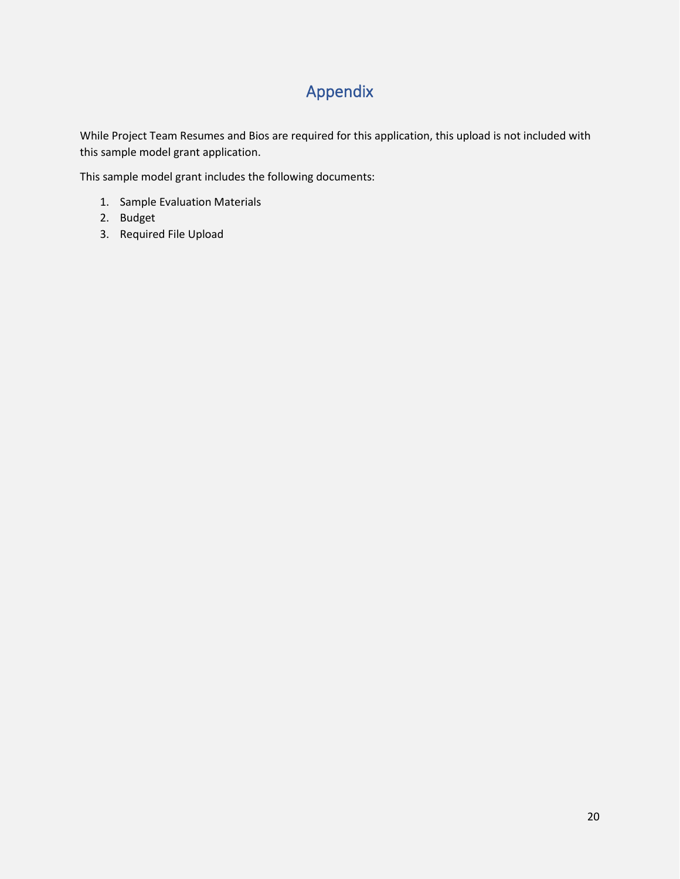# Appendix

While Project Team Resumes and Bios are required for this application, this upload is not included with this sample model grant application.

This sample model grant includes the following documents:

1. Sample Evaluation Materials
2. Budget
3. Required File Upload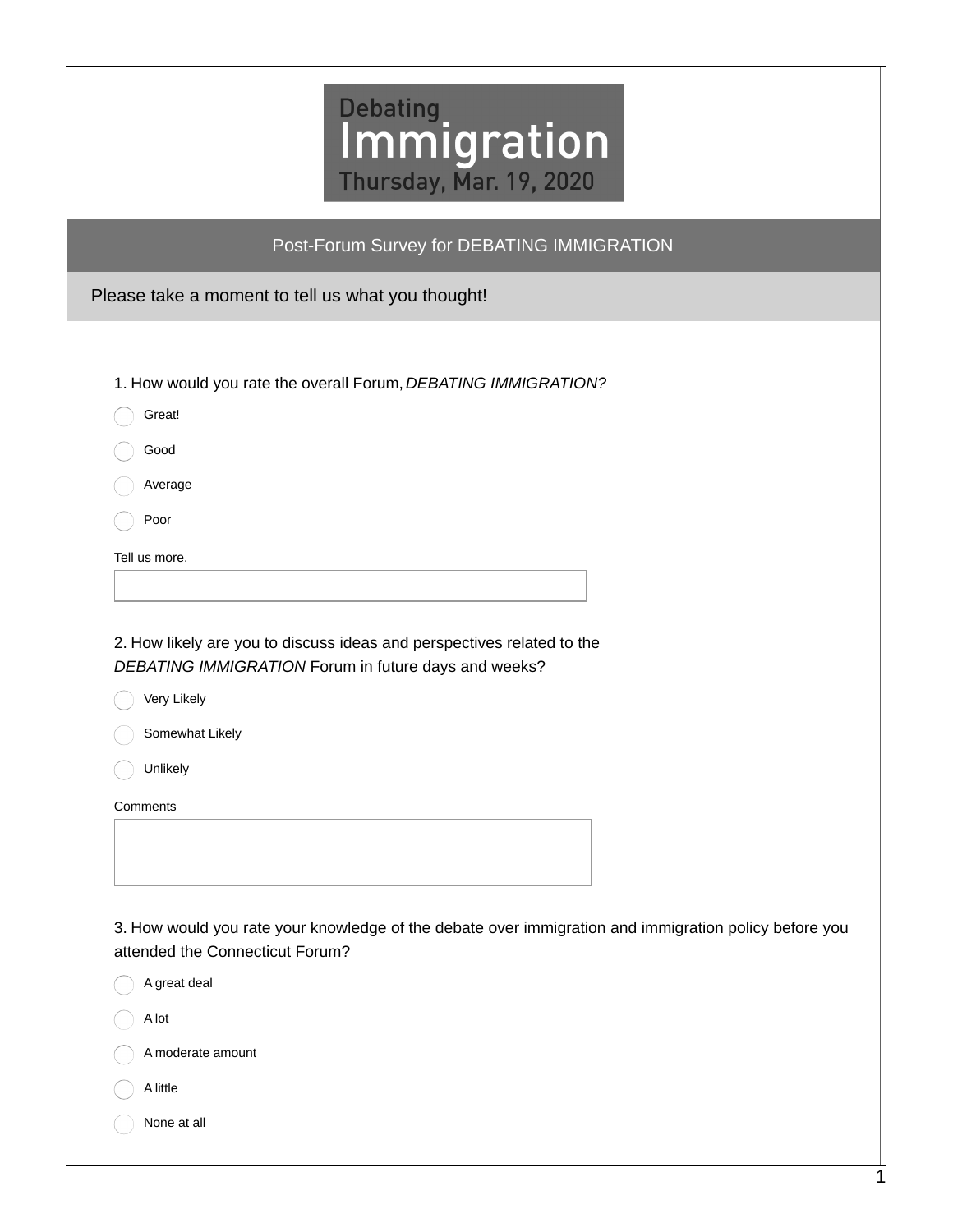# Debating Immigration

Thursday, Mar. 19, 2020

## Post-Forum Survey for DEBATING IMMIGRATION

Please take a moment to tell us what you thought!

1. How would you rate the overall Forum, *DEBATING IMMIGRATION?*

- ○ Great!
- ○ Good
- ○ Average
- ○ Poor

Tell us more.

2. How likely are you to discuss ideas and perspectives related to the *DEBATING IMMIGRATION* Forum in future days and weeks?

- ○ Very Likely
- ○ Somewhat Likely
- ○ Unlikely

Comments

3. How would you rate your knowledge of the debate over immigration and immigration policy before you attended the Connecticut Forum?

- ○ A great deal
- ○ A lot
- ○ A moderate amount
- ○ A little
- ○ None at all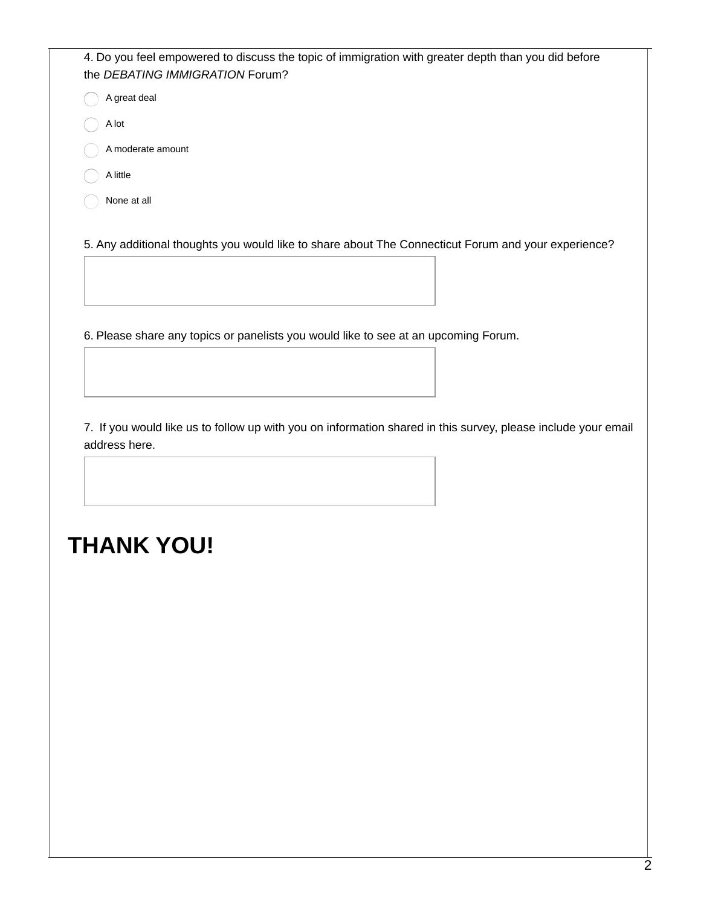4. Do you feel empowered to discuss the topic of immigration with greater depth than you did before the *DEBATING IMMIGRATION* Forum?

- A great deal
- A lot
- A moderate amount
- A little
- None at all

5. Any additional thoughts you would like to share about The Connecticut Forum and your experience?

6. Please share any topics or panelists you would like to see at an upcoming Forum.

7. If you would like us to follow up with you on information shared in this survey, please include your email address here.

# THANK YOU!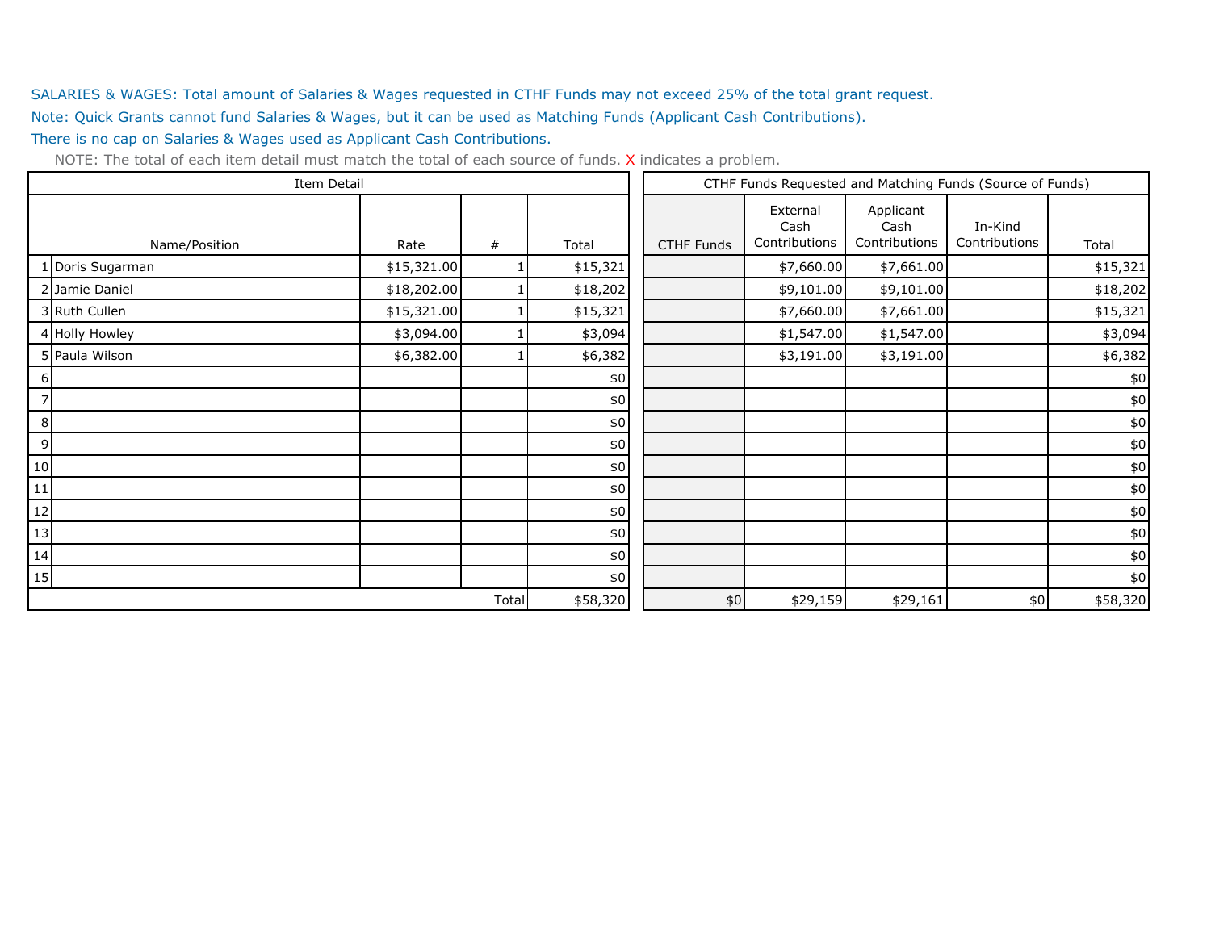SALARIES & WAGES: Total amount of Salaries & Wages requested in CTHF Funds may not exceed 25% of the total grant request.

Note: Quick Grants cannot fund Salaries & Wages, but it can be used as Matching Funds (Applicant Cash Contributions).

There is no cap on Salaries & Wages used as Applicant Cash Contributions.

NOTE: The total of each item detail must match the total of each source of funds. X indicates a problem.

| Item Detail | | | | | CTHF Funds Requested and Matching Funds (Source of Funds) | | | | |
|---|---|---|---|---|---|---|---|---|---|
| | Name/Position | Rate | # | Total | CTHF Funds | External Cash Contributions | Applicant Cash Contributions | In-Kind Contributions | Total |
| 1 | Doris Sugarman | $15,321.00 | 1 | $15,321 | | $7,660.00 | $7,661.00 | | $15,321 |
| 2 | Jamie Daniel | $18,202.00 | 1 | $18,202 | | $9,101.00 | $9,101.00 | | $18,202 |
| 3 | Ruth Cullen | $15,321.00 | 1 | $15,321 | | $7,660.00 | $7,661.00 | | $15,321 |
| 4 | Holly Howley | $3,094.00 | 1 | $3,094 | | $1,547.00 | $1,547.00 | | $3,094 |
| 5 | Paula Wilson | $6,382.00 | 1 | $6,382 | | $3,191.00 | $3,191.00 | | $6,382 |
| 6 | | | | $0 | | | | | $0 |
| 7 | | | | $0 | | | | | $0 |
| 8 | | | | $0 | | | | | $0 |
| 9 | | | | $0 | | | | | $0 |
| 10 | | | | $0 | | | | | $0 |
| 11 | | | | $0 | | | | | $0 |
| 12 | | | | $0 | | | | | $0 |
| 13 | | | | $0 | | | | | $0 |
| 14 | | | | $0 | | | | | $0 |
| 15 | | | | $0 | | | | | $0 |
| | | | Total | $58,320 | $0 | $29,159 | $29,161 | $0 | $58,320 |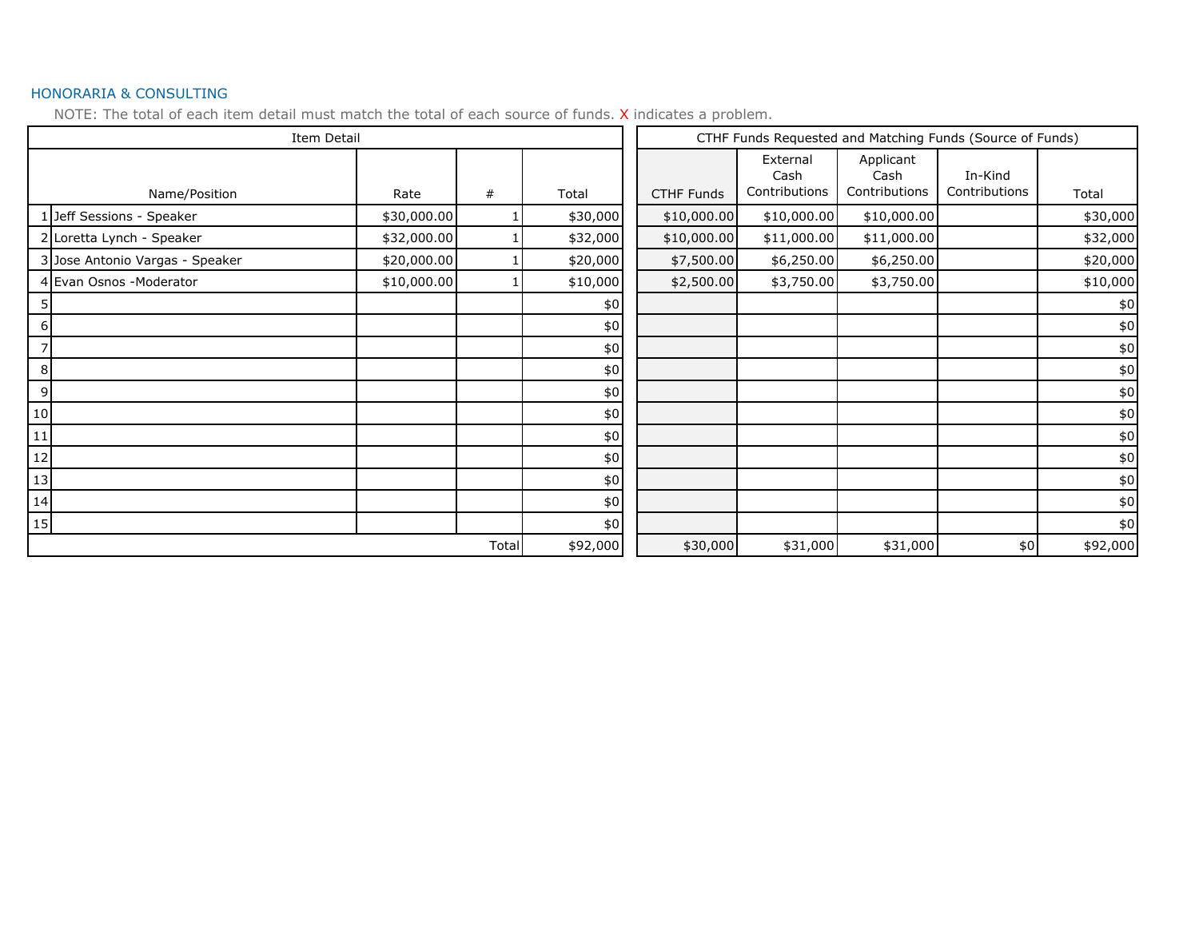## HONORARIA & CONSULTING

NOTE: The total of each item detail must match the total of each source of funds. X indicates a problem.

| Item Detail | | | | | CTHF Funds Requested and Matching Funds (Source of Funds) | | | | |
|---|---|---|---|---|---|---|---|---|---|
| | Name/Position | Rate | # | Total | CTHF Funds | External Cash Contributions | Applicant Cash Contributions | In-Kind Contributions | Total |
| 1 | Jeff Sessions - Speaker | $30,000.00 | 1 | $30,000 | $10,000.00 | $10,000.00 | $10,000.00 | | $30,000 |
| 2 | Loretta Lynch - Speaker | $32,000.00 | 1 | $32,000 | $10,000.00 | $11,000.00 | $11,000.00 | | $32,000 |
| 3 | Jose Antonio Vargas - Speaker | $20,000.00 | 1 | $20,000 | $7,500.00 | $6,250.00 | $6,250.00 | | $20,000 |
| 4 | Evan Osnos -Moderator | $10,000.00 | 1 | $10,000 | $2,500.00 | $3,750.00 | $3,750.00 | | $10,000 |
| 5 | | | | $0 | | | | | $0 |
| 6 | | | | $0 | | | | | $0 |
| 7 | | | | $0 | | | | | $0 |
| 8 | | | | $0 | | | | | $0 |
| 9 | | | | $0 | | | | | $0 |
| 10 | | | | $0 | | | | | $0 |
| 11 | | | | $0 | | | | | $0 |
| 12 | | | | $0 | | | | | $0 |
| 13 | | | | $0 | | | | | $0 |
| 14 | | | | $0 | | | | | $0 |
| 15 | | | | $0 | | | | | $0 |
| | | | Total | $92,000 | $30,000 | $31,000 | $31,000 | $0 | $92,000 |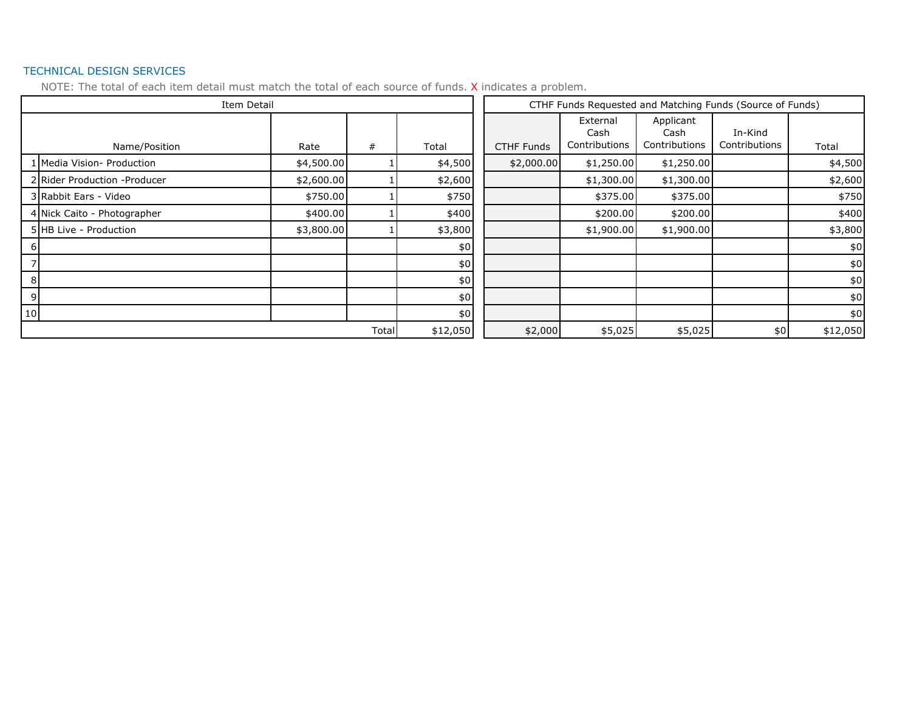TECHNICAL DESIGN SERVICES

NOTE: The total of each item detail must match the total of each source of funds. X indicates a problem.

| Item Detail | | | | | CTHF Funds Requested and Matching Funds (Source of Funds) | | | | |
|---|---|---|---|---|---|---|---|---|---|
| | Name/Position | Rate | # | Total | CTHF Funds | External Cash Contributions | Applicant Cash Contributions | In-Kind Contributions | Total |
| 1 | Media Vision- Production | $4,500.00 | 1 | $4,500 | $2,000.00 | $1,250.00 | $1,250.00 | | $4,500 |
| 2 | Rider Production -Producer | $2,600.00 | 1 | $2,600 | | $1,300.00 | $1,300.00 | | $2,600 |
| 3 | Rabbit Ears - Video | $750.00 | 1 | $750 | | $375.00 | $375.00 | | $750 |
| 4 | Nick Caito - Photographer | $400.00 | 1 | $400 | | $200.00 | $200.00 | | $400 |
| 5 | HB Live - Production | $3,800.00 | 1 | $3,800 | | $1,900.00 | $1,900.00 | | $3,800 |
| 6 | | | | $0 | | | | | $0 |
| 7 | | | | $0 | | | | | $0 |
| 8 | | | | $0 | | | | | $0 |
| 9 | | | | $0 | | | | | $0 |
| 10 | | | | $0 | | | | | $0 |
| | | | Total | $12,050 | $2,000 | $5,025 | $5,025 | $0 | $12,050 |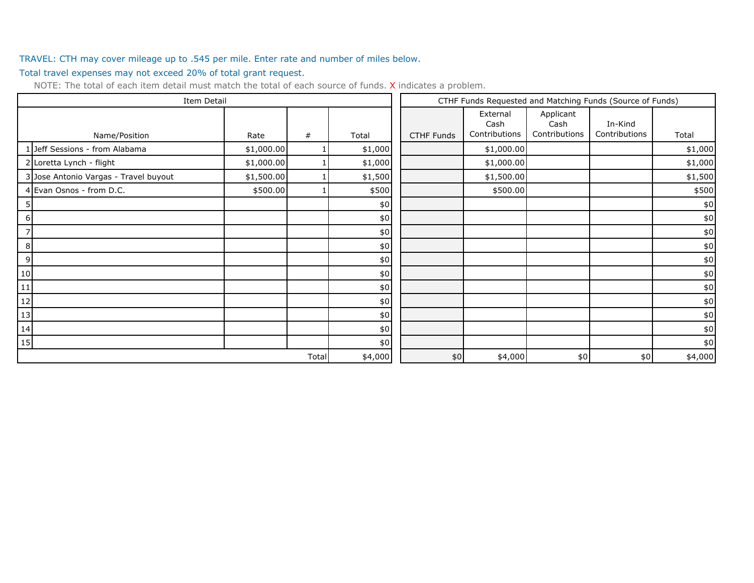TRAVEL: CTH may cover mileage up to .545 per mile. Enter rate and number of miles below.

Total travel expenses may not exceed 20% of total grant request.

NOTE: The total of each item detail must match the total of each source of funds. X indicates a problem.

| Item Detail | | | | | CTHF Funds Requested and Matching Funds (Source of Funds) | | | | |
|---|---|---|---|---|---|---|---|---|---|
| | Name/Position | Rate | # | Total | CTHF Funds | External Cash Contributions | Applicant Cash Contributions | In-Kind Contributions | Total |
| 1 | Jeff Sessions - from Alabama | $1,000.00 | 1 | $1,000 | | $1,000.00 | | | $1,000 |
| 2 | Loretta Lynch - flight | $1,000.00 | 1 | $1,000 | | $1,000.00 | | | $1,000 |
| 3 | Jose Antonio Vargas - Travel buyout | $1,500.00 | 1 | $1,500 | | $1,500.00 | | | $1,500 |
| 4 | Evan Osnos - from D.C. | $500.00 | 1 | $500 | | $500.00 | | | $500 |
| 5 | | | | $0 | | | | | $0 |
| 6 | | | | $0 | | | | | $0 |
| 7 | | | | $0 | | | | | $0 |
| 8 | | | | $0 | | | | | $0 |
| 9 | | | | $0 | | | | | $0 |
| 10 | | | | $0 | | | | | $0 |
| 11 | | | | $0 | | | | | $0 |
| 12 | | | | $0 | | | | | $0 |
| 13 | | | | $0 | | | | | $0 |
| 14 | | | | $0 | | | | | $0 |
| 15 | | | | $0 | | | | | $0 |
| | | | Total | $4,000 | $0 | $4,000 | $0 | $0 | $4,000 |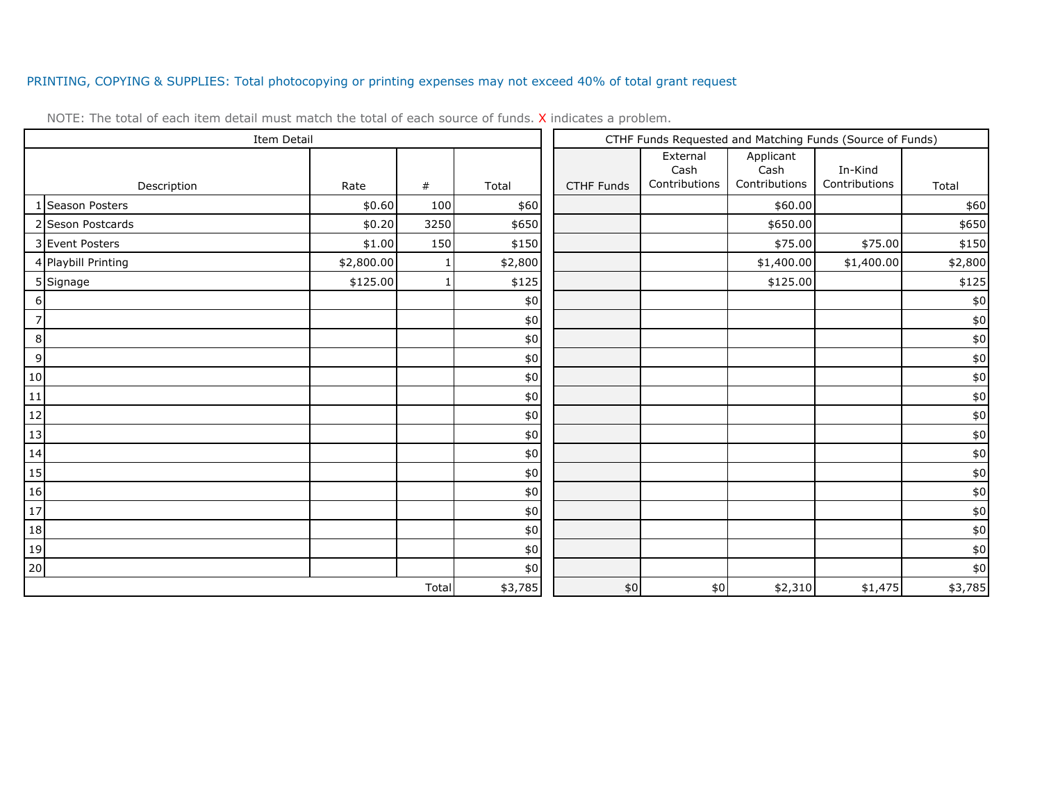PRINTING, COPYING & SUPPLIES: Total photocopying or printing expenses may not exceed 40% of total grant request

NOTE: The total of each item detail must match the total of each source of funds. X indicates a problem.

| Item Detail | | | | | CTHF Funds Requested and Matching Funds (Source of Funds) | | | | |
|---|---|---|---|---|---|---|---|---|---|
| | Description | Rate | # | Total | CTHF Funds | External Cash Contributions | Applicant Cash Contributions | In-Kind Contributions | Total |
| 1 | Season Posters | $0.60 | 100 | $60 | | | $60.00 | | $60 |
| 2 | Seson Postcards | $0.20 | 3250 | $650 | | | $650.00 | | $650 |
| 3 | Event Posters | $1.00 | 150 | $150 | | | $75.00 | $75.00 | $150 |
| 4 | Playbill Printing | $2,800.00 | 1 | $2,800 | | | $1,400.00 | $1,400.00 | $2,800 |
| 5 | Signage | $125.00 | 1 | $125 | | | $125.00 | | $125 |
| 6 | | | | $0 | | | | | $0 |
| 7 | | | | $0 | | | | | $0 |
| 8 | | | | $0 | | | | | $0 |
| 9 | | | | $0 | | | | | $0 |
| 10 | | | | $0 | | | | | $0 |
| 11 | | | | $0 | | | | | $0 |
| 12 | | | | $0 | | | | | $0 |
| 13 | | | | $0 | | | | | $0 |
| 14 | | | | $0 | | | | | $0 |
| 15 | | | | $0 | | | | | $0 |
| 16 | | | | $0 | | | | | $0 |
| 17 | | | | $0 | | | | | $0 |
| 18 | | | | $0 | | | | | $0 |
| 19 | | | | $0 | | | | | $0 |
| 20 | | | | $0 | | | | | $0 |
| | | | Total | $3,785 | $0 | $0 | $2,310 | $1,475 | $3,785 |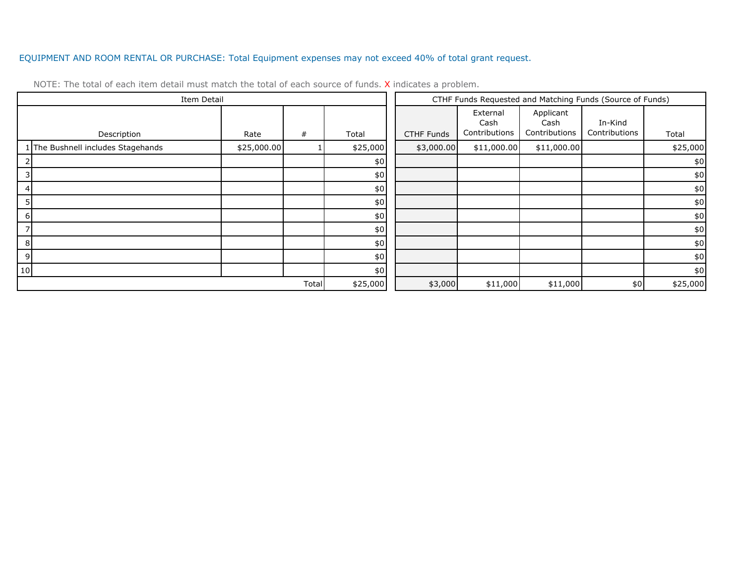EQUIPMENT AND ROOM RENTAL OR PURCHASE: Total Equipment expenses may not exceed 40% of total grant request.

NOTE: The total of each item detail must match the total of each source of funds. X indicates a problem.

| Item Detail | | | | | CTHF Funds Requested and Matching Funds (Source of Funds) | | | | |
|---|---|---|---|---|---|---|---|---|---|
| | Description | Rate | # | Total | CTHF Funds | External Cash Contributions | Applicant Cash Contributions | In-Kind Contributions | Total |
| 1 | The Bushnell includes Stagehands | $25,000.00 | 1 | $25,000 | $3,000.00 | $11,000.00 | $11,000.00 | | $25,000 |
| 2 | | | | $0 | | | | | $0 |
| 3 | | | | $0 | | | | | $0 |
| 4 | | | | $0 | | | | | $0 |
| 5 | | | | $0 | | | | | $0 |
| 6 | | | | $0 | | | | | $0 |
| 7 | | | | $0 | | | | | $0 |
| 8 | | | | $0 | | | | | $0 |
| 9 | | | | $0 | | | | | $0 |
| 10 | | | | $0 | | | | | $0 |
| | | | Total | $25,000 | $3,000 | $11,000 | $11,000 | $0 | $25,000 |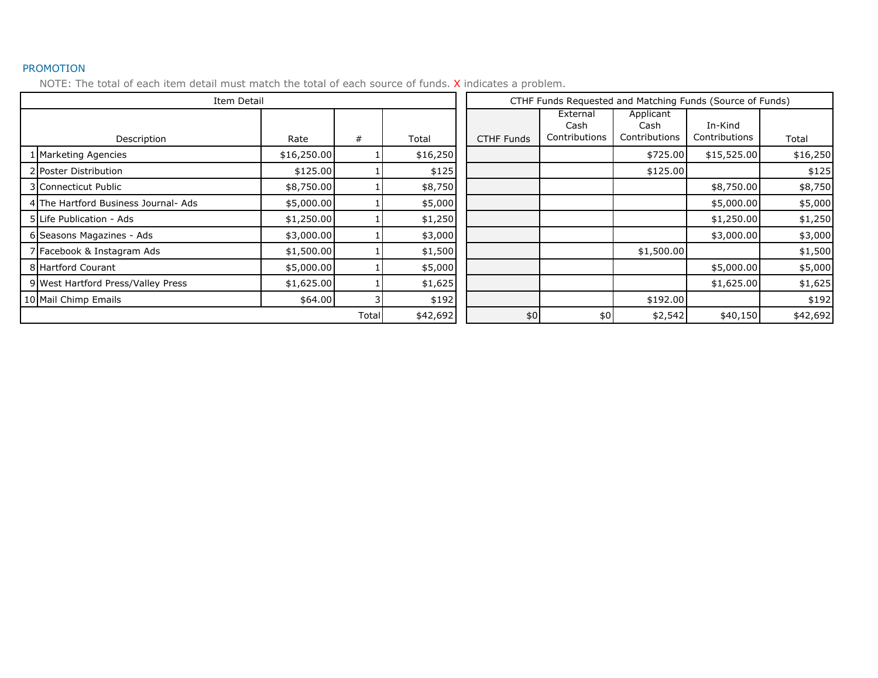## PROMOTION

NOTE: The total of each item detail must match the total of each source of funds. X indicates a problem.

| Item Detail | | | | | CTHF Funds Requested and Matching Funds (Source of Funds) | | | | |
|---|---|---|---|---|---|---|---|---|---|
| | Description | Rate | # | Total | CTHF Funds | External Cash Contributions | Applicant Cash Contributions | In-Kind Contributions | Total |
| 1 | Marketing Agencies | $16,250.00 | 1 | $16,250 | | | $725.00 | $15,525.00 | $16,250 |
| 2 | Poster Distribution | $125.00 | 1 | $125 | | | $125.00 | | $125 |
| 3 | Connecticut Public | $8,750.00 | 1 | $8,750 | | | | $8,750.00 | $8,750 |
| 4 | The Hartford Business Journal- Ads | $5,000.00 | 1 | $5,000 | | | | $5,000.00 | $5,000 |
| 5 | Life Publication - Ads | $1,250.00 | 1 | $1,250 | | | | $1,250.00 | $1,250 |
| 6 | Seasons Magazines - Ads | $3,000.00 | 1 | $3,000 | | | | $3,000.00 | $3,000 |
| 7 | Facebook & Instagram Ads | $1,500.00 | 1 | $1,500 | | | $1,500.00 | | $1,500 |
| 8 | Hartford Courant | $5,000.00 | 1 | $5,000 | | | | $5,000.00 | $5,000 |
| 9 | West Hartford Press/Valley Press | $1,625.00 | 1 | $1,625 | | | | $1,625.00 | $1,625 |
| 10 | Mail Chimp Emails | $64.00 | 3 | $192 | | | $192.00 | | $192 |
| | | | Total | $42,692 | $0 | $0 | $2,542 | $40,150 | $42,692 |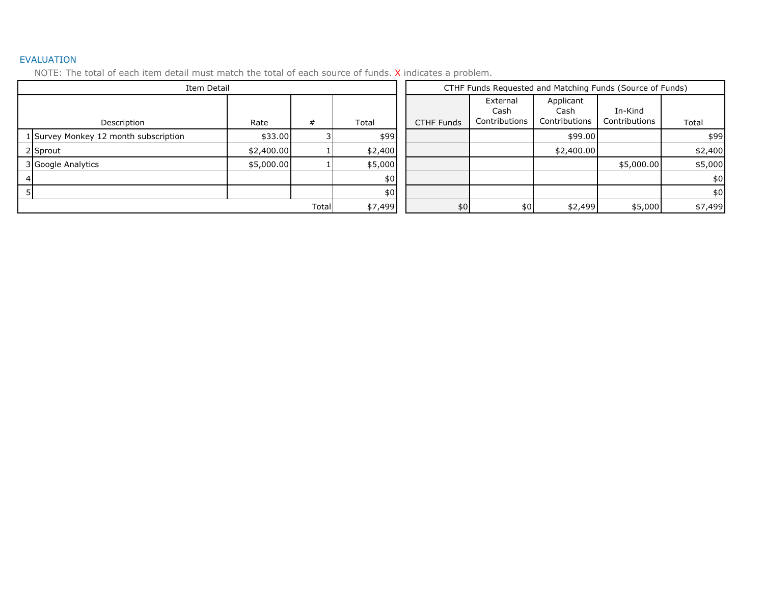## EVALUATION

NOTE: The total of each item detail must match the total of each source of funds. X indicates a problem.

| Item Detail | | | | | CTHF Funds Requested and Matching Funds (Source of Funds) | | | | |
|---|---|---|---|---|---|---|---|---|---|
| | Description | Rate | # | Total | CTHF Funds | External Cash Contributions | Applicant Cash Contributions | In-Kind Contributions | Total |
| 1 | Survey Monkey 12 month subscription | $33.00 | 3 | $99 | | | $99.00 | | $99 |
| 2 | Sprout | $2,400.00 | 1 | $2,400 | | | $2,400.00 | | $2,400 |
| 3 | Google Analytics | $5,000.00 | 1 | $5,000 | | | | $5,000.00 | $5,000 |
| 4 | | | | $0 | | | | | $0 |
| 5 | | | | $0 | | | | | $0 |
| | | | Total | $7,499 | $0 | $0 | $2,499 | $5,000 | $7,499 |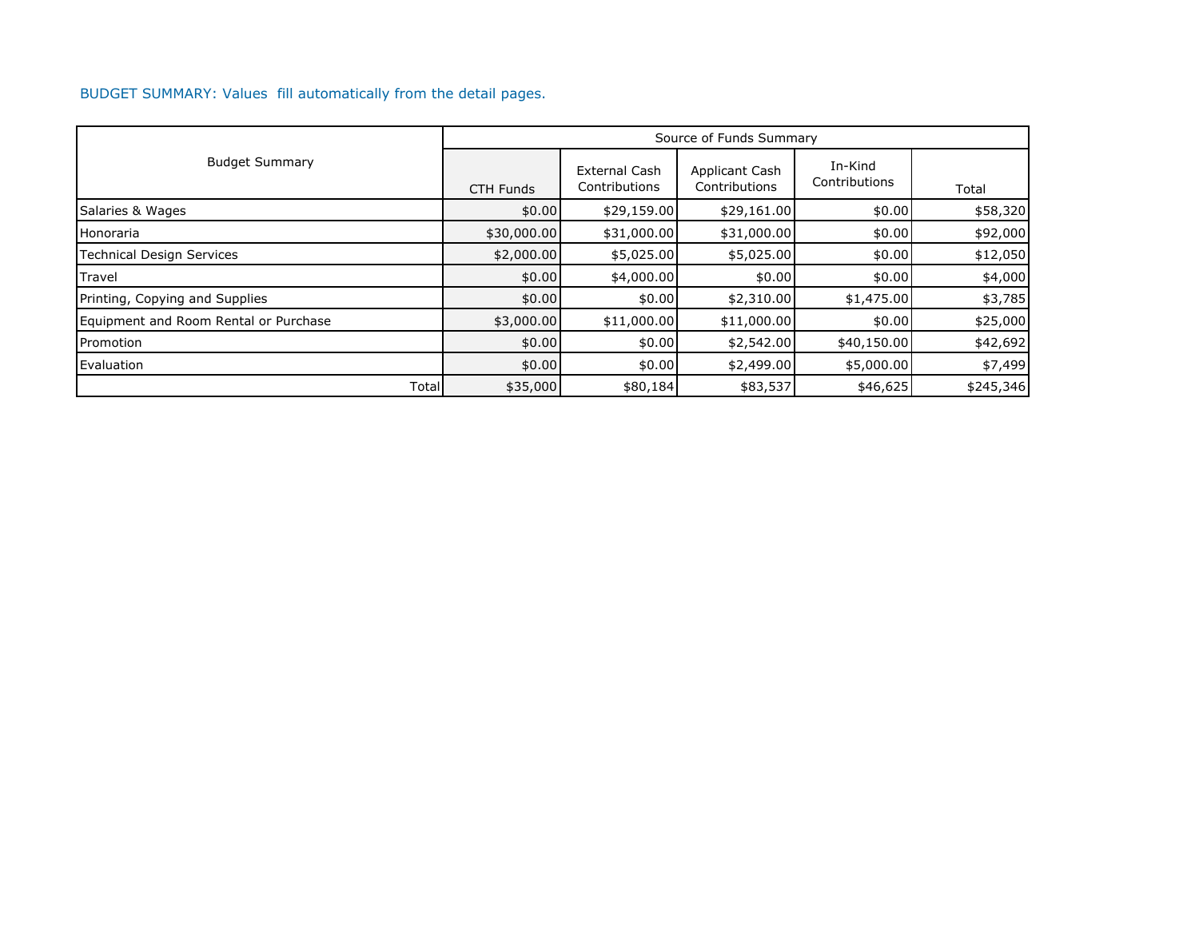BUDGET SUMMARY: Values fill automatically from the detail pages.

| Budget Summary | Source of Funds Summary | | | | |
|---|---|---|---|---|---|
| | CTH Funds | External Cash Contributions | Applicant Cash Contributions | In-Kind Contributions | Total |
| Salaries & Wages | $0.00 | $29,159.00 | $29,161.00 | $0.00 | $58,320 |
| Honoraria | $30,000.00 | $31,000.00 | $31,000.00 | $0.00 | $92,000 |
| Technical Design Services | $2,000.00 | $5,025.00 | $5,025.00 | $0.00 | $12,050 |
| Travel | $0.00 | $4,000.00 | $0.00 | $0.00 | $4,000 |
| Printing, Copying and Supplies | $0.00 | $0.00 | $2,310.00 | $1,475.00 | $3,785 |
| Equipment and Room Rental or Purchase | $3,000.00 | $11,000.00 | $11,000.00 | $0.00 | $25,000 |
| Promotion | $0.00 | $0.00 | $2,542.00 | $40,150.00 | $42,692 |
| Evaluation | $0.00 | $0.00 | $2,499.00 | $5,000.00 | $7,499 |
| Total | $35,000 | $80,184 | $83,537 | $46,625 | $245,346 |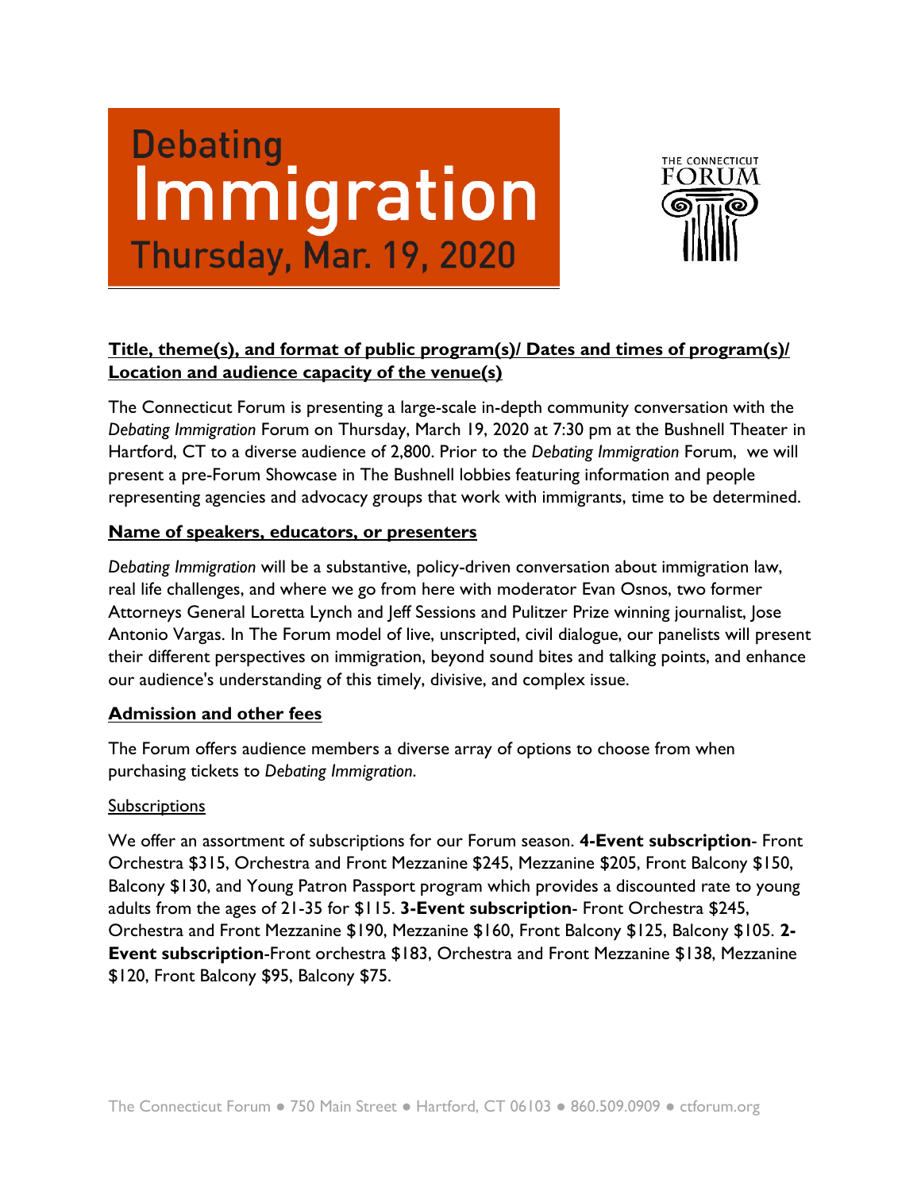# Debating Immigration

## Thursday, Mar. 19, 2020

THE CONNECTICUT FORUM

**Title, theme(s), and format of public program(s)/ Dates and times of program(s)/ Location and audience capacity of the venue(s)**

The Connecticut Forum is presenting a large-scale in-depth community conversation with the *Debating Immigration* Forum on Thursday, March 19, 2020 at 7:30 pm at the Bushnell Theater in Hartford, CT to a diverse audience of 2,800. Prior to the *Debating Immigration* Forum, we will present a pre-Forum Showcase in The Bushnell lobbies featuring information and people representing agencies and advocacy groups that work with immigrants, time to be determined.

**Name of speakers, educators, or presenters**

*Debating Immigration* will be a substantive, policy-driven conversation about immigration law, real life challenges, and where we go from here with moderator Evan Osnos, two former Attorneys General Loretta Lynch and Jeff Sessions and Pulitzer Prize winning journalist, Jose Antonio Vargas. In The Forum model of live, unscripted, civil dialogue, our panelists will present their different perspectives on immigration, beyond sound bites and talking points, and enhance our audience's understanding of this timely, divisive, and complex issue.

**Admission and other fees**

The Forum offers audience members a diverse array of options to choose from when purchasing tickets to *Debating Immigration*.

Subscriptions

We offer an assortment of subscriptions for our Forum season. **4-Event subscription**- Front Orchestra $315, Orchestra and Front Mezzanine $245, Mezzanine $205, Front Balcony $150, Balcony $130, and Young Patron Passport program which provides a discounted rate to young adults from the ages of 21-35 for $115. **3-Event subscription**- Front Orchestra $245, Orchestra and Front Mezzanine $190, Mezzanine $160, Front Balcony $125, Balcony $105. **2-Event subscription**-Front orchestra $183, Orchestra and Front Mezzanine $138, Mezzanine $120, Front Balcony $95, Balcony $75.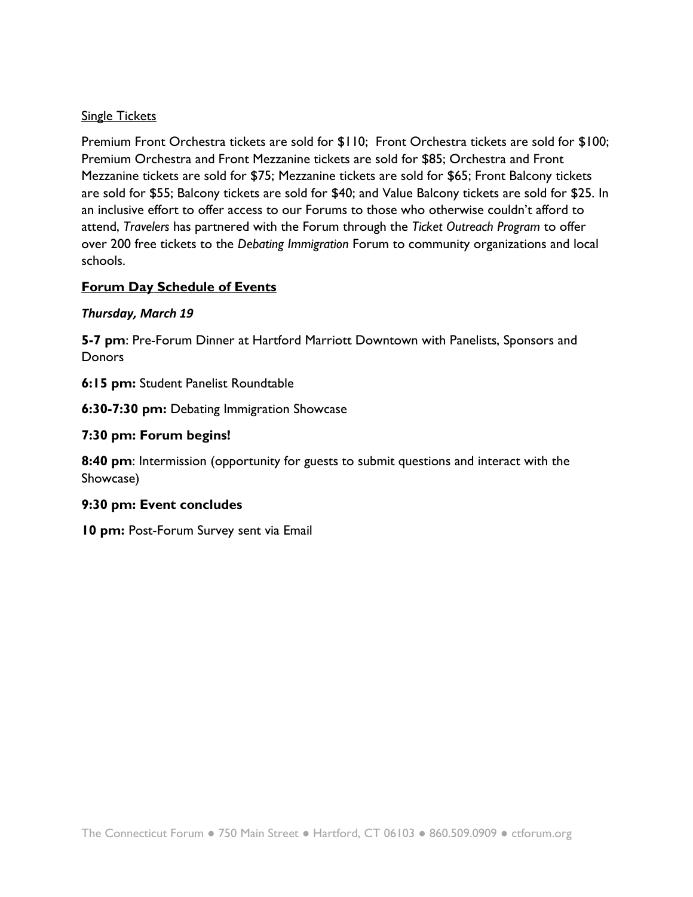Single Tickets

Premium Front Orchestra tickets are sold for $110; Front Orchestra tickets are sold for $100; Premium Orchestra and Front Mezzanine tickets are sold for $85; Orchestra and Front Mezzanine tickets are sold for $75; Mezzanine tickets are sold for $65; Front Balcony tickets are sold for $55; Balcony tickets are sold for $40; and Value Balcony tickets are sold for $25. In an inclusive effort to offer access to our Forums to those who otherwise couldn't afford to attend, *Travelers* has partnered with the Forum through the *Ticket Outreach Program* to offer over 200 free tickets to the *Debating Immigration* Forum to community organizations and local schools.

## Forum Day Schedule of Events

***Thursday, March 19***

**5-7 pm**: Pre-Forum Dinner at Hartford Marriott Downtown with Panelists, Sponsors and Donors

**6:15 pm:** Student Panelist Roundtable

**6:30-7:30 pm:** Debating Immigration Showcase

**7:30 pm: Forum begins!**

**8:40 pm**: Intermission (opportunity for guests to submit questions and interact with the Showcase)

**9:30 pm: Event concludes**

**10 pm:** Post-Forum Survey sent via Email